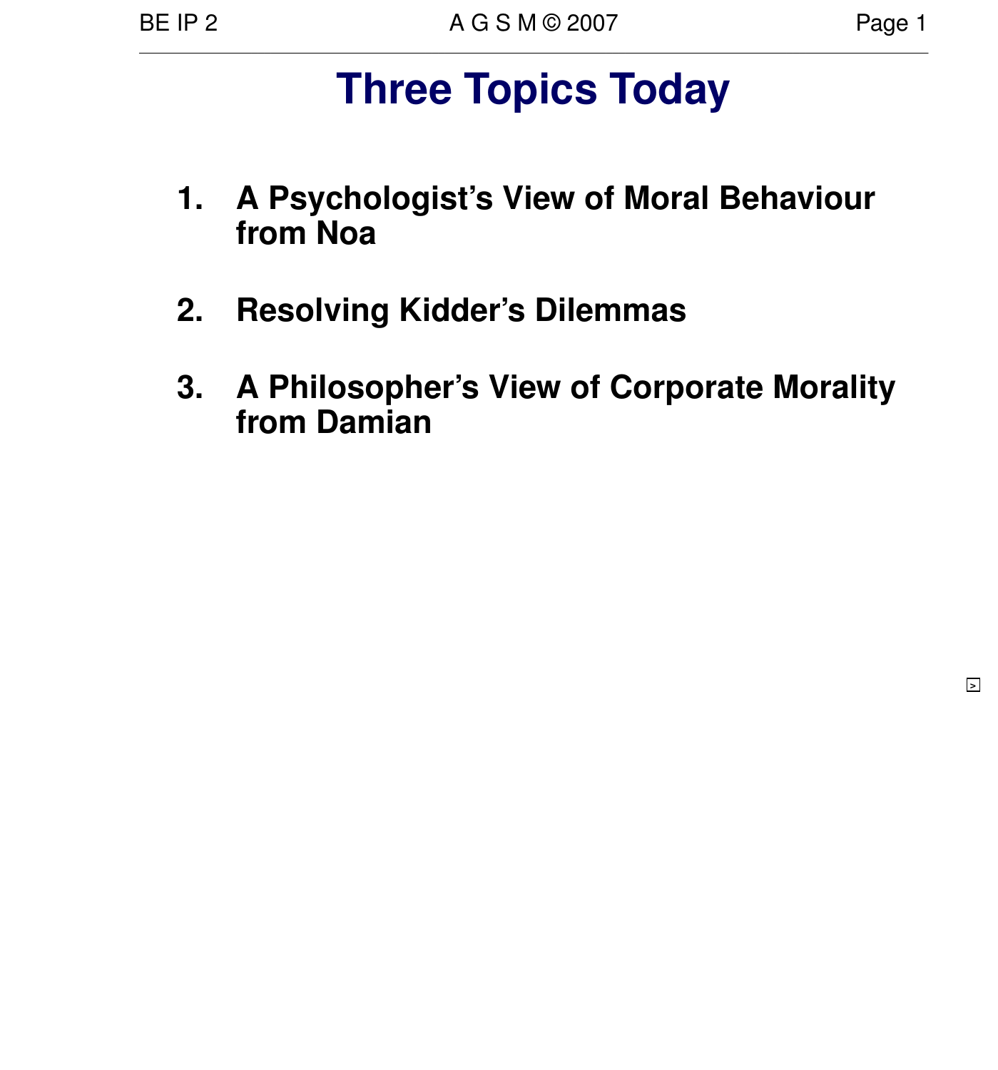# Three Topics Today

1. **A Psychologist's View of Moral Behaviour from Noa**

2. **Resolving Kidder's Dilemmas**

3. **A Philosopher's View of Corporate Morality from Damian**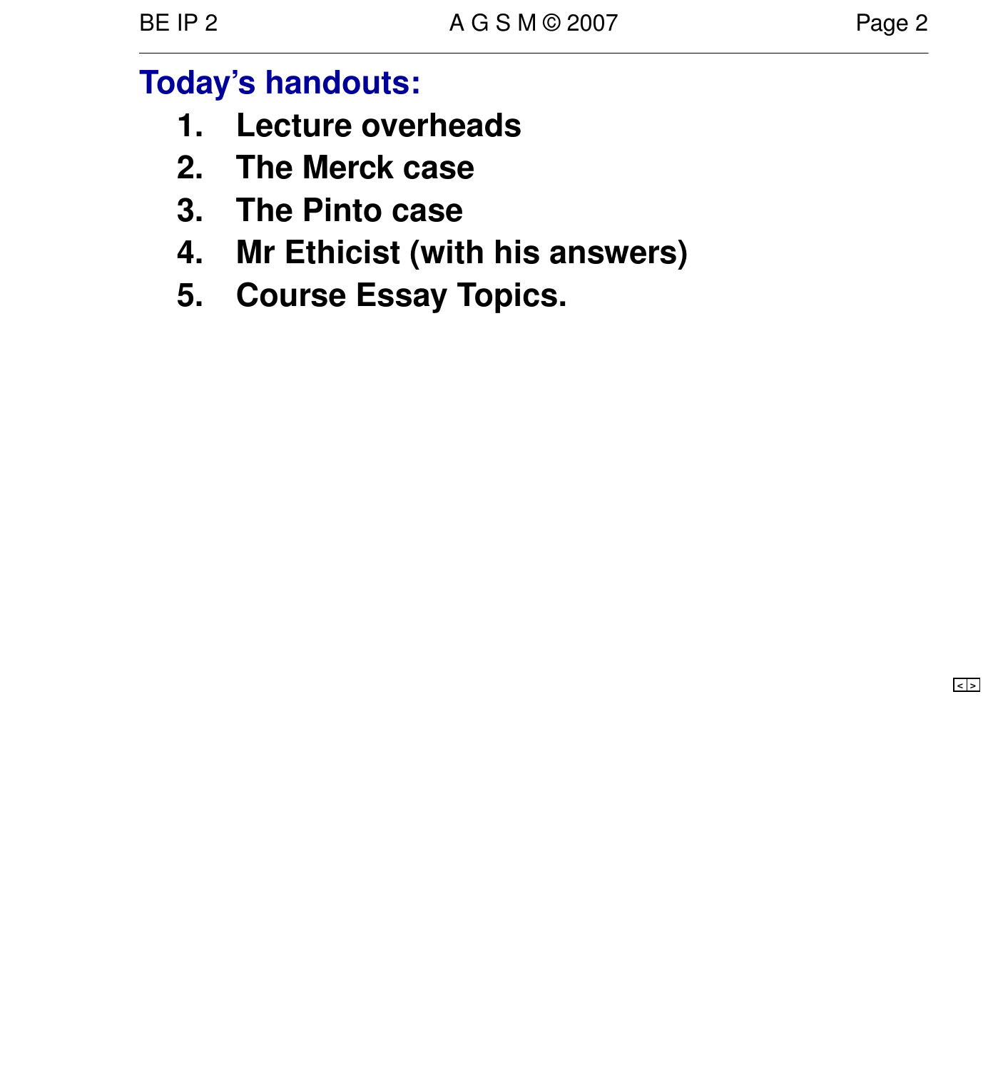## Today's handouts:

1. **Lecture overheads**
2. **The Merck case**
3. **The Pinto case**
4. **Mr Ethicist (with his answers)**
5. **Course Essay Topics.**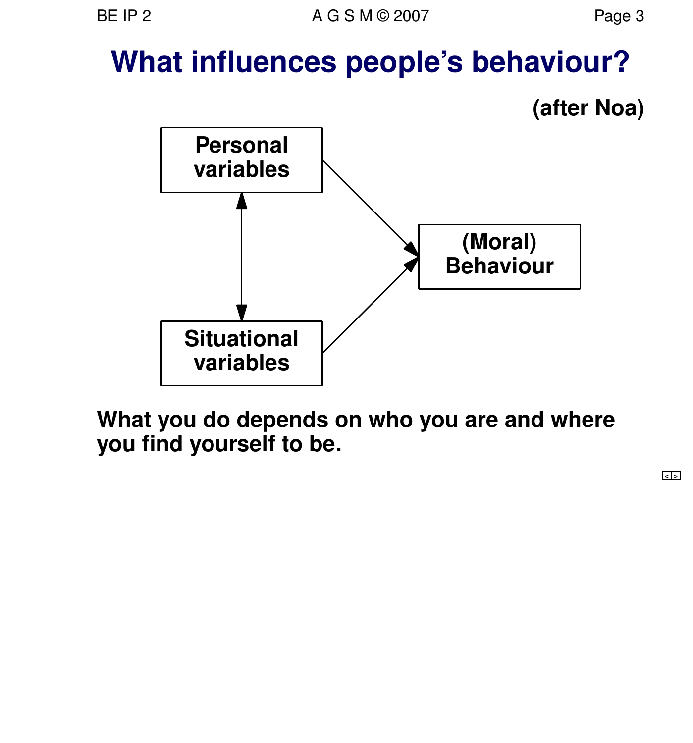# What influences people's behaviour?

**(after Noa)**

Personal variables

Situational variables

(Moral) Behaviour

**What you do depends on who you are and where you find yourself to be.**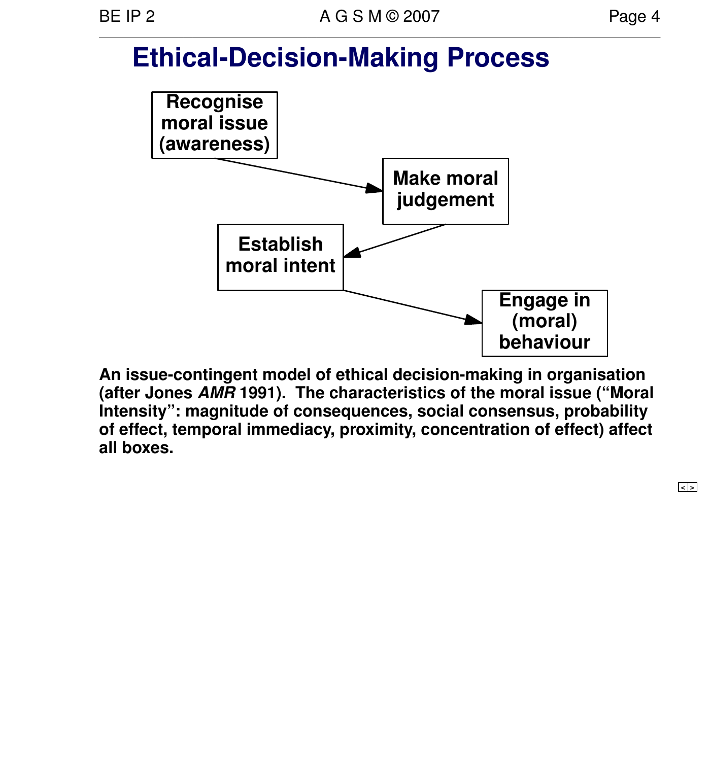# Ethical-Decision-Making Process

Recognise moral issue (awareness) → Make moral judgement → Establish moral intent → Engage in (moral) behaviour

**An issue-contingent model of ethical decision-making in organisation (after Jones *AMR* 1991). The characteristics of the moral issue ("Moral Intensity": magnitude of consequences, social consensus, probability of effect, temporal immediacy, proximity, concentration of effect) affect all boxes.**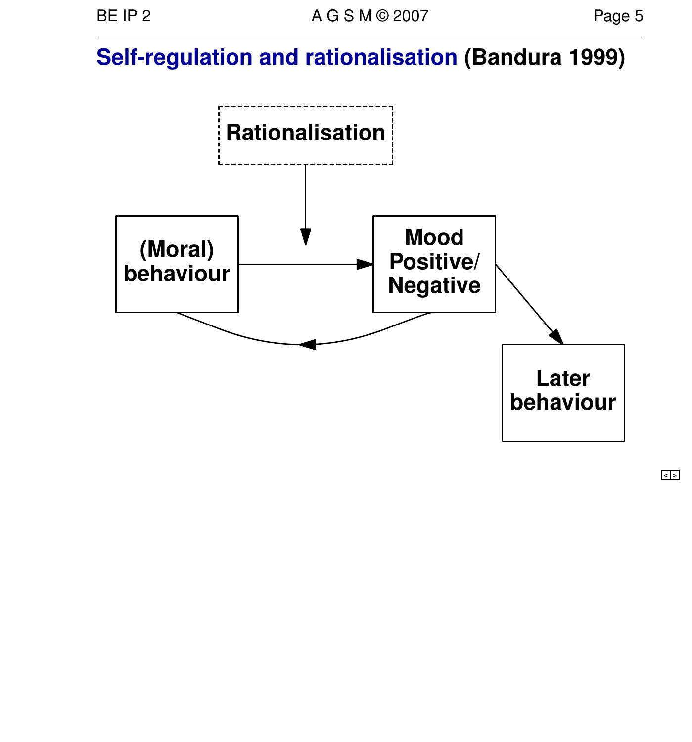## Self-regulation and rationalisation (Bandura 1999)

Rationalisation

(Moral) behaviour

Mood Positive/ Negative

Later behaviour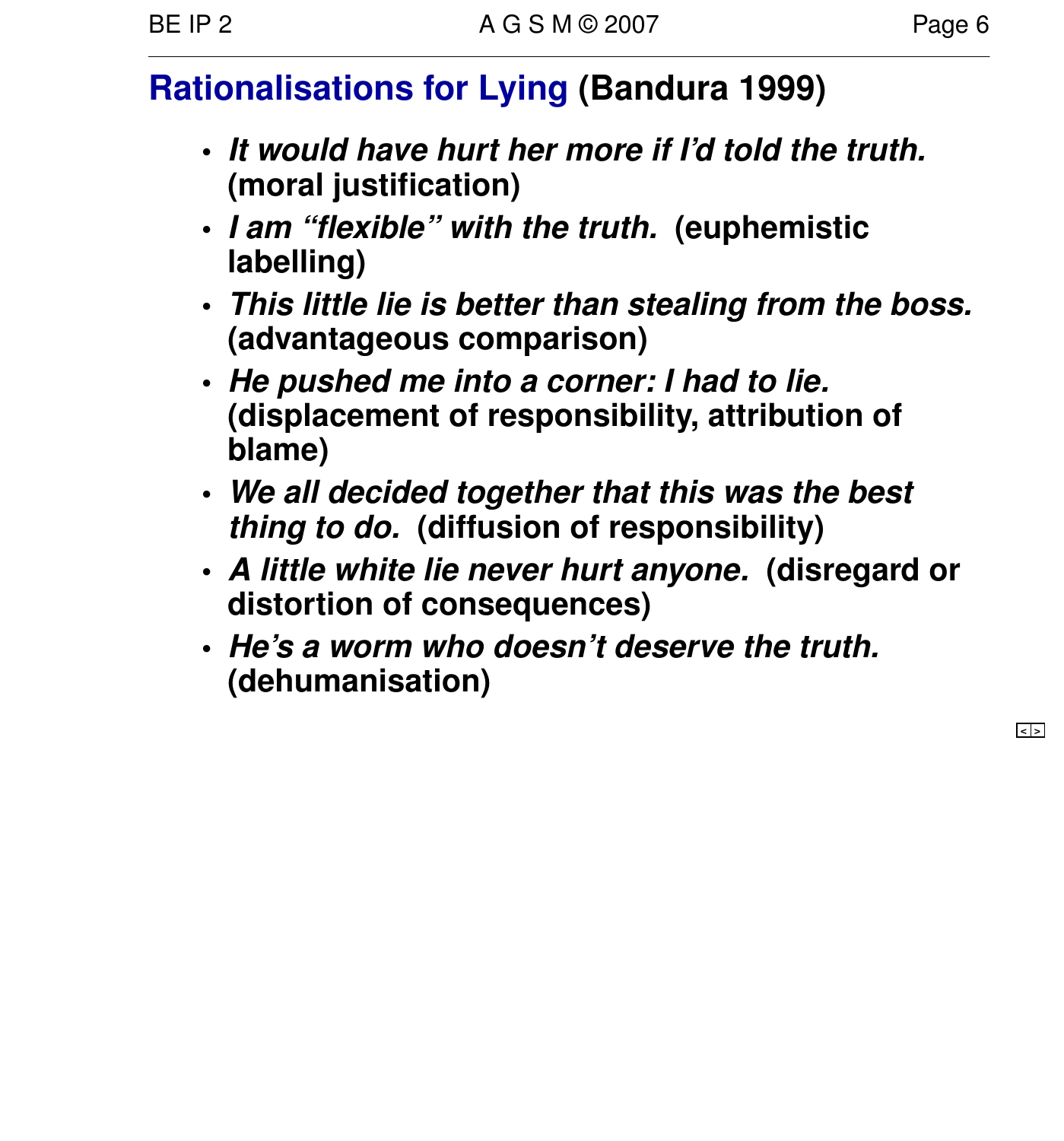## Rationalisations for Lying (Bandura 1999)

- ***It would have hurt her more if I'd told the truth.*** **(moral justification)**
- ***I am "flexible" with the truth.*** **(euphemistic labelling)**
- ***This little lie is better than stealing from the boss.*** **(advantageous comparison)**
- ***He pushed me into a corner: I had to lie.*** **(displacement of responsibility, attribution of blame)**
- ***We all decided together that this was the best thing to do.*** **(diffusion of responsibility)**
- ***A little white lie never hurt anyone.*** **(disregard or distortion of consequences)**
- ***He's a worm who doesn't deserve the truth.*** **(dehumanisation)**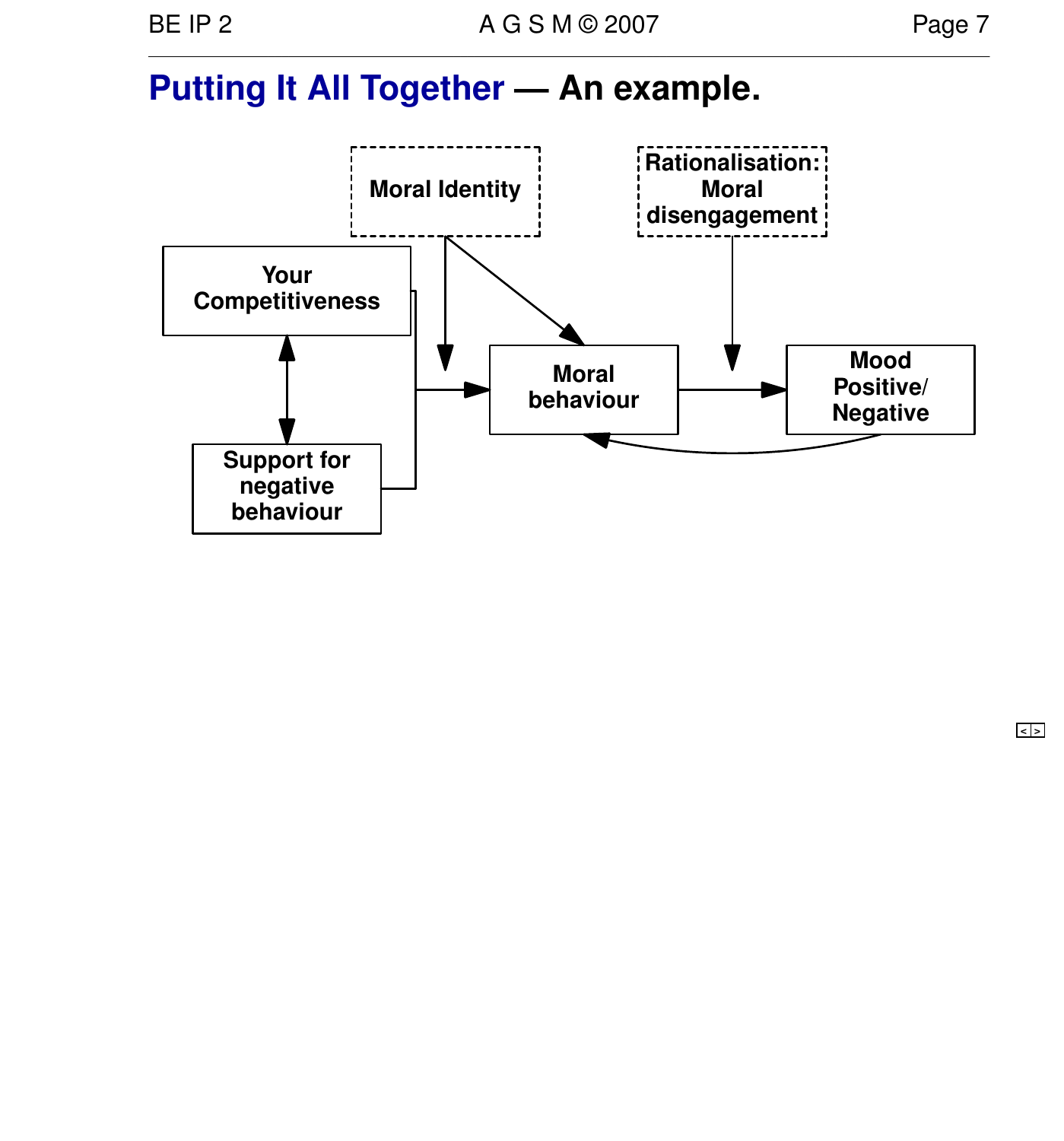# Putting It All Together — An example.

Moral Identity

Rationalisation: Moral disengagement

Your Competitiveness

Moral behaviour

Mood Positive/ Negative

Support for negative behaviour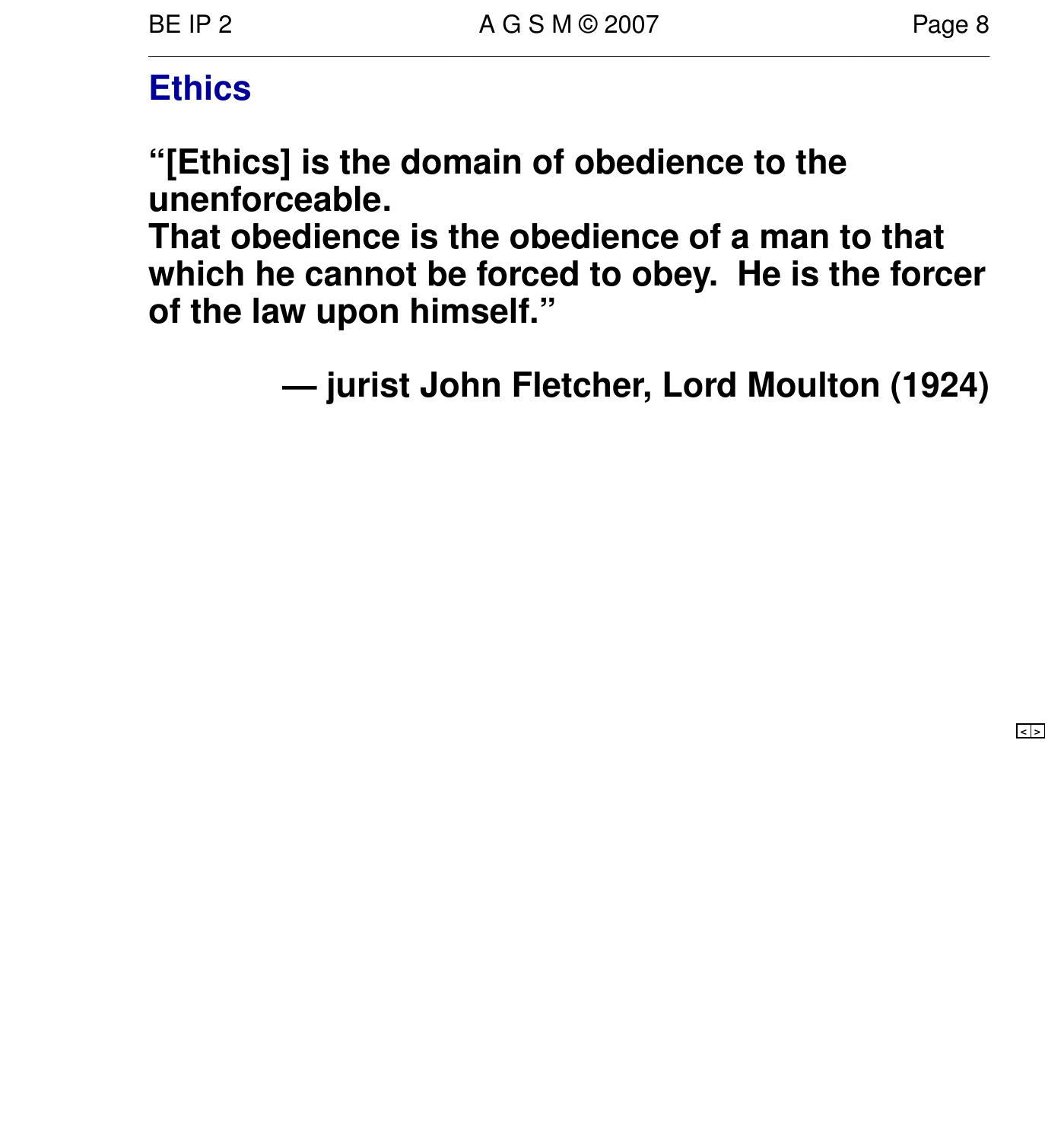## Ethics

**"[Ethics] is the domain of obedience to the unenforceable.**
**That obedience is the obedience of a man to that which he cannot be forced to obey. He is the forcer of the law upon himself."**

**— jurist John Fletcher, Lord Moulton (1924)**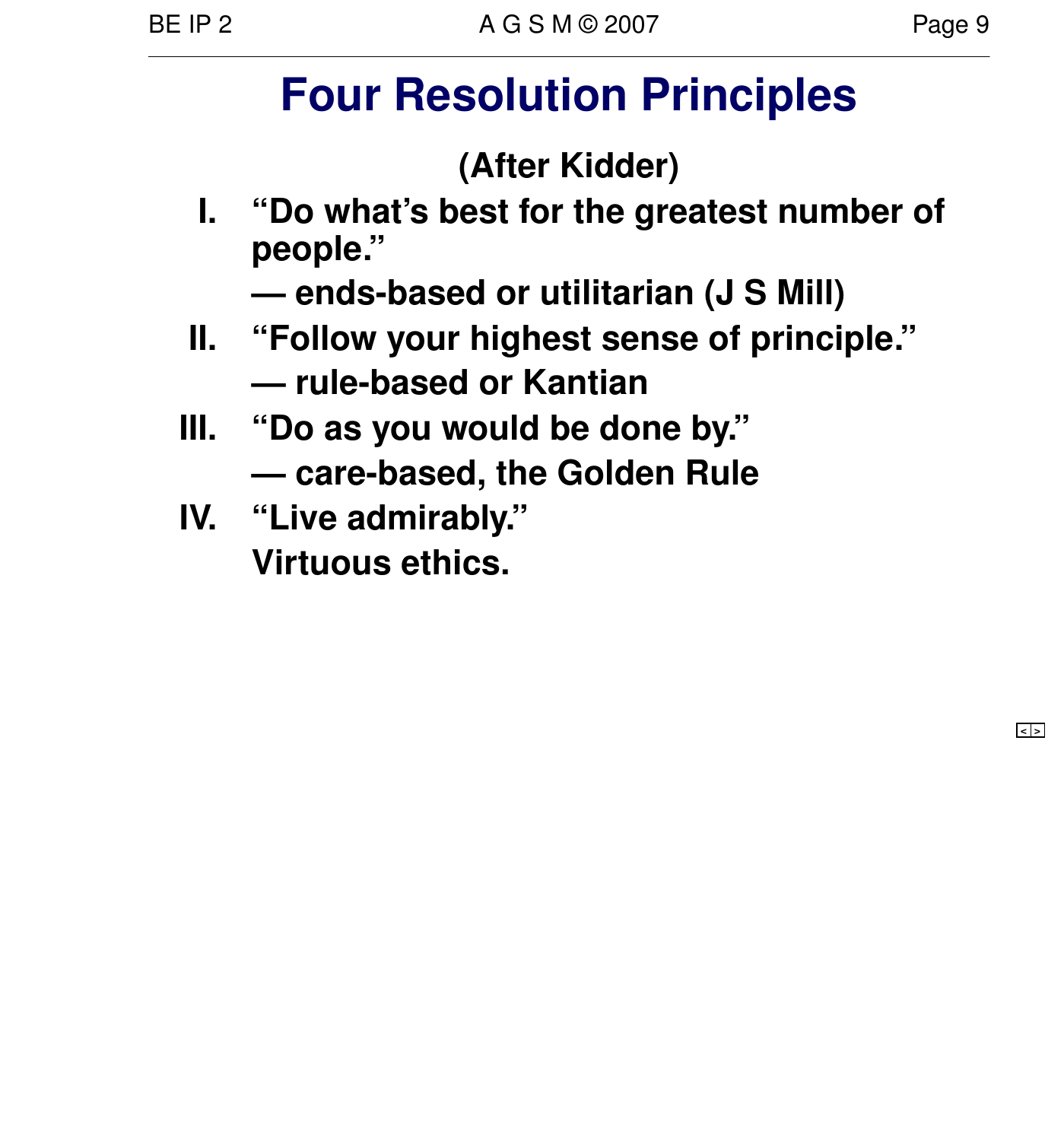# Four Resolution Principles

**(After Kidder)**

I. **"Do what's best for the greatest number of people."**

   **— ends-based or utilitarian (J S Mill)**

II. **"Follow your highest sense of principle."**

   **— rule-based or Kantian**

III. **"Do as you would be done by."**

   **— care-based, the Golden Rule**

IV. **"Live admirably."**

   **Virtuous ethics.**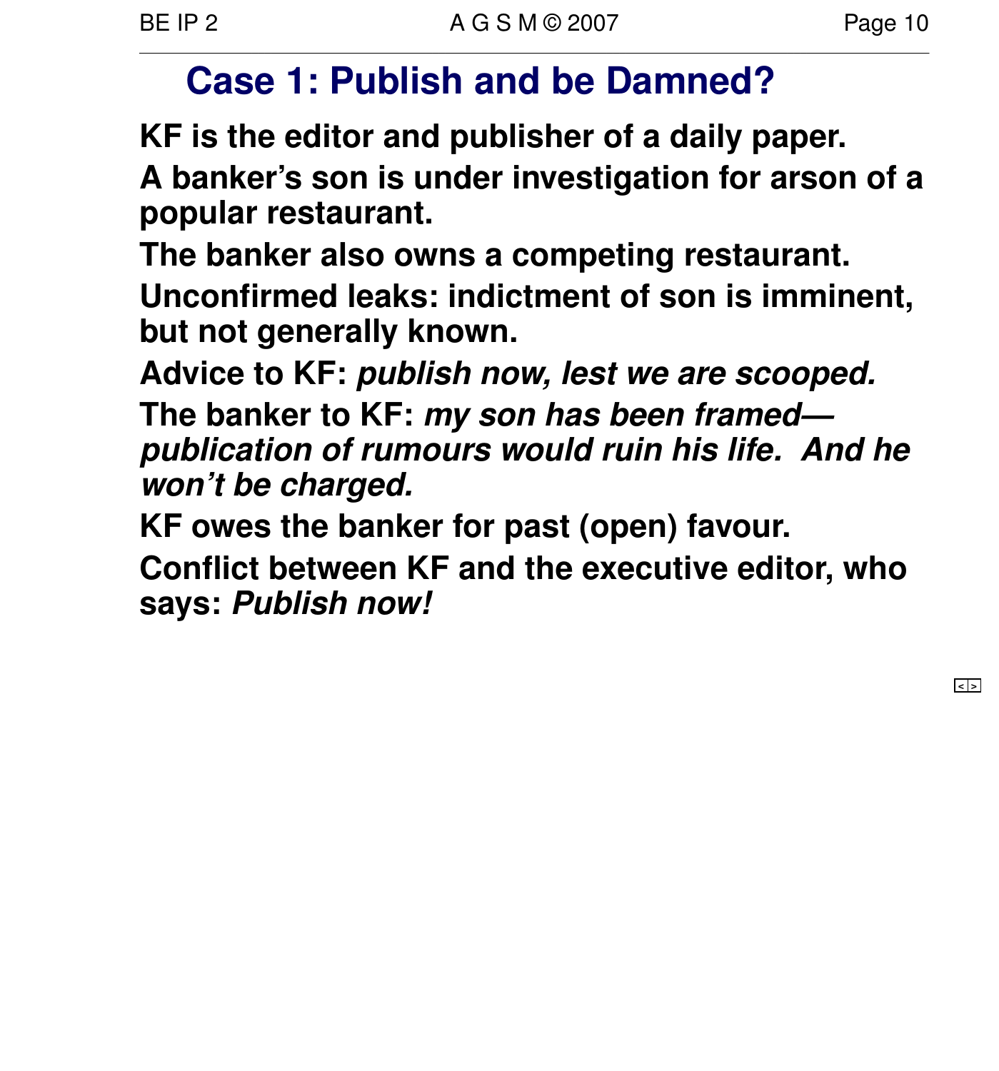# Case 1: Publish and be Damned?

**KF is the editor and publisher of a daily paper.**

**A banker's son is under investigation for arson of a popular restaurant.**

**The banker also owns a competing restaurant.**

**Unconfirmed leaks: indictment of son is imminent, but not generally known.**

**Advice to KF: *publish now, lest we are scooped.***

**The banker to KF: *my son has been framed— publication of rumours would ruin his life. And he won't be charged.***

**KF owes the banker for past (open) favour.**

**Conflict between KF and the executive editor, who says: *Publish now!***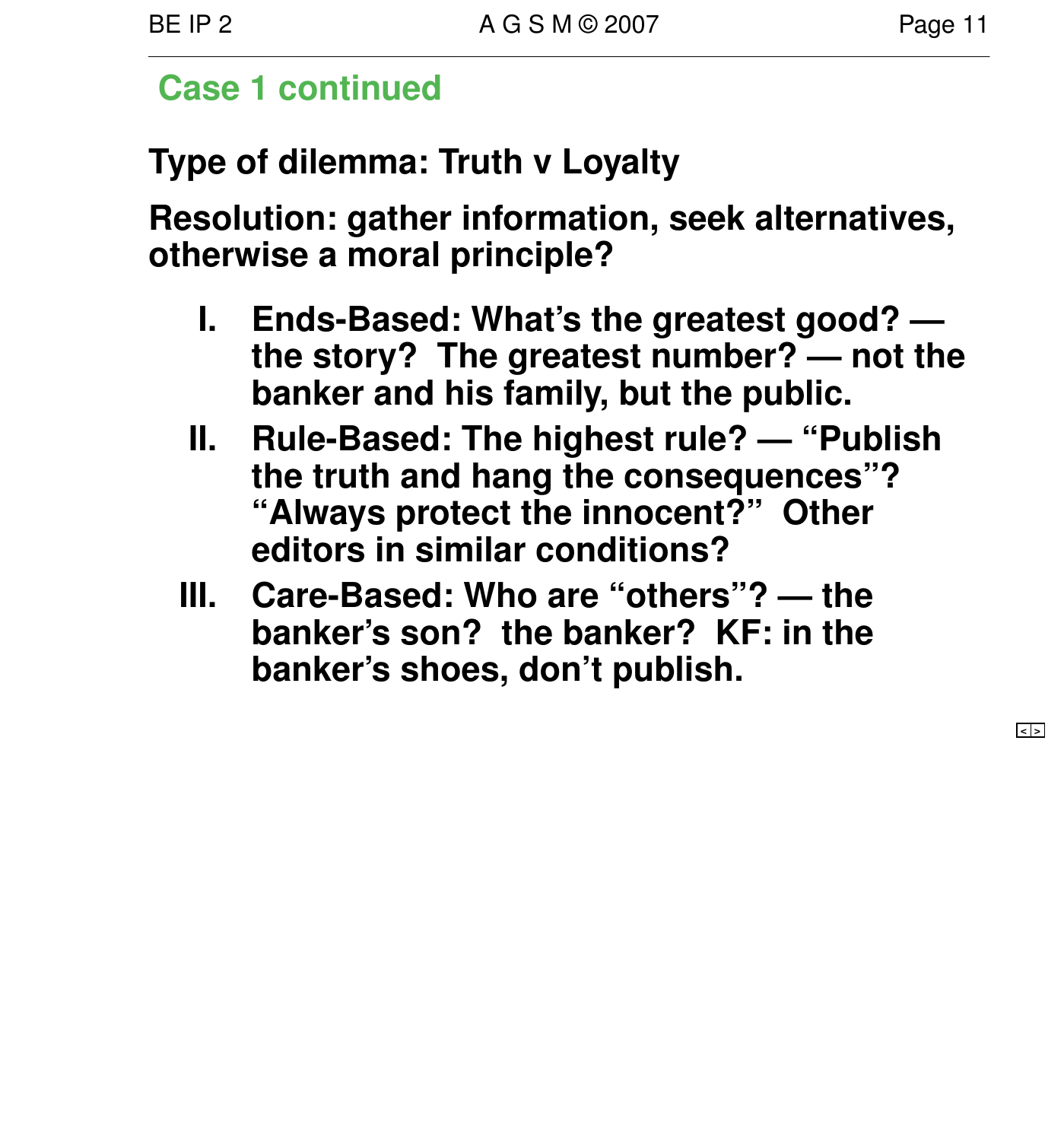## Case 1 continued

**Type of dilemma: Truth v Loyalty**

**Resolution: gather information, seek alternatives, otherwise a moral principle?**

I. **Ends-Based: What's the greatest good? — the story? The greatest number? — not the banker and his family, but the public.**

II. **Rule-Based: The highest rule? — "Publish the truth and hang the consequences"? "Always protect the innocent?" Other editors in similar conditions?**

III. **Care-Based: Who are "others"? — the banker's son? the banker? KF: in the banker's shoes, don't publish.**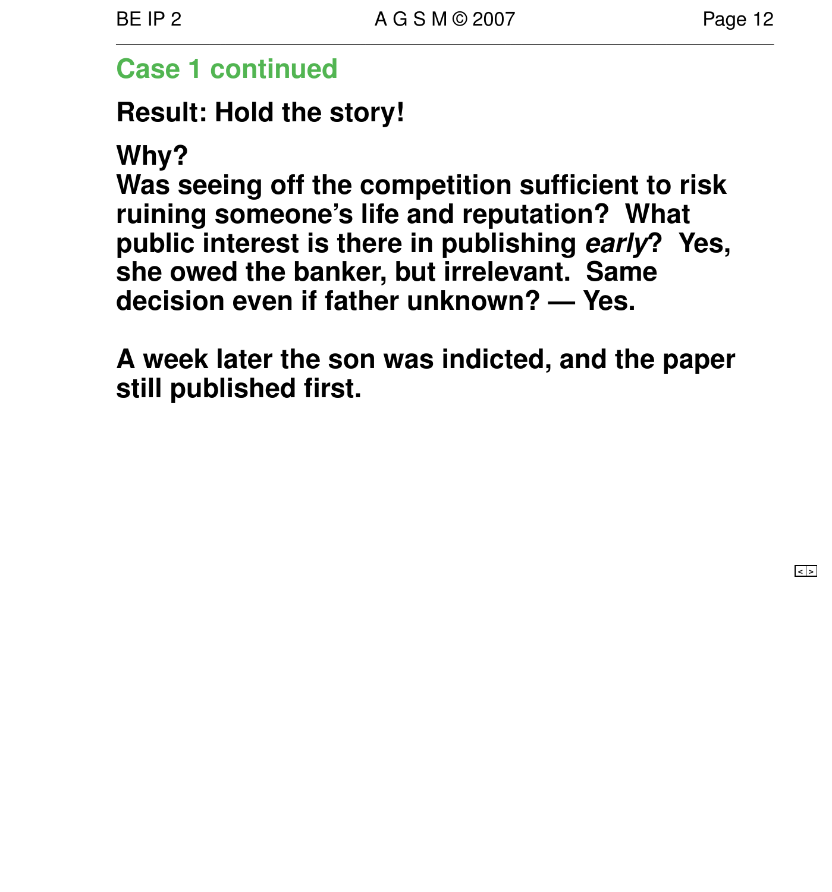## Case 1 continued

**Result: Hold the story!**

**Why?**
**Was seeing off the competition sufficient to risk ruining someone's life and reputation? What public interest is there in publishing *early*? Yes, she owed the banker, but irrelevant. Same decision even if father unknown? — Yes.**

**A week later the son was indicted, and the paper still published first.**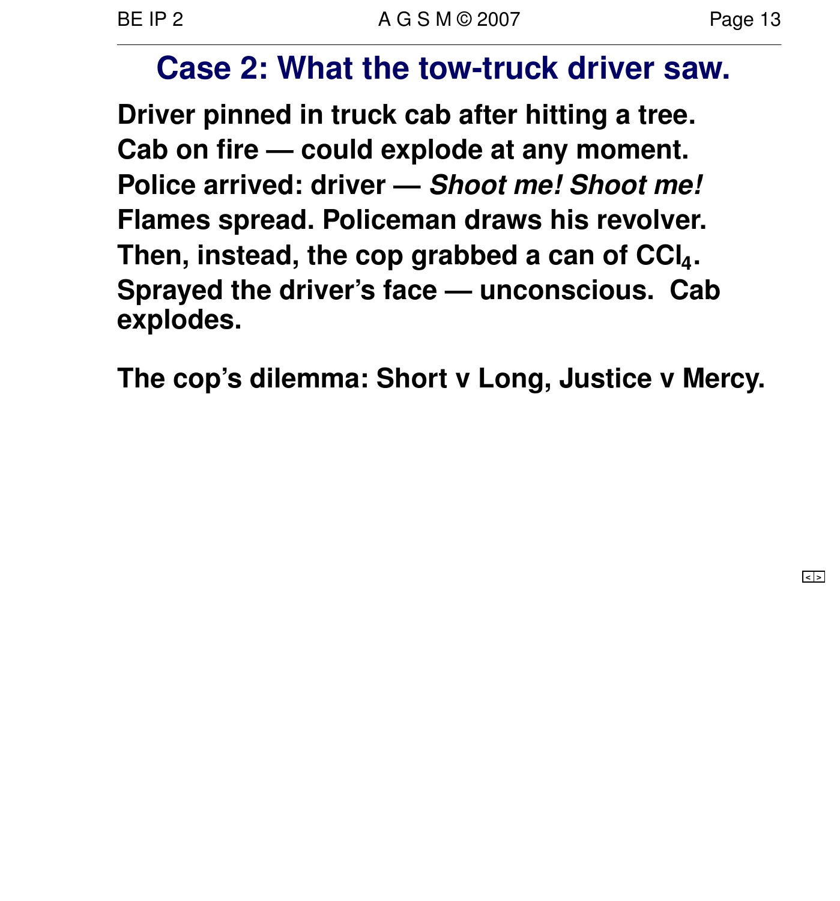# Case 2: What the tow-truck driver saw.

**Driver pinned in truck cab after hitting a tree.**
**Cab on fire — could explode at any moment.**
**Police arrived: driver — *Shoot me! Shoot me!***
**Flames spread. Policeman draws his revolver.**
**Then, instead, the cop grabbed a can of $CCl_4$.**
**Sprayed the driver's face — unconscious. Cab explodes.**

**The cop's dilemma: Short v Long, Justice v Mercy.**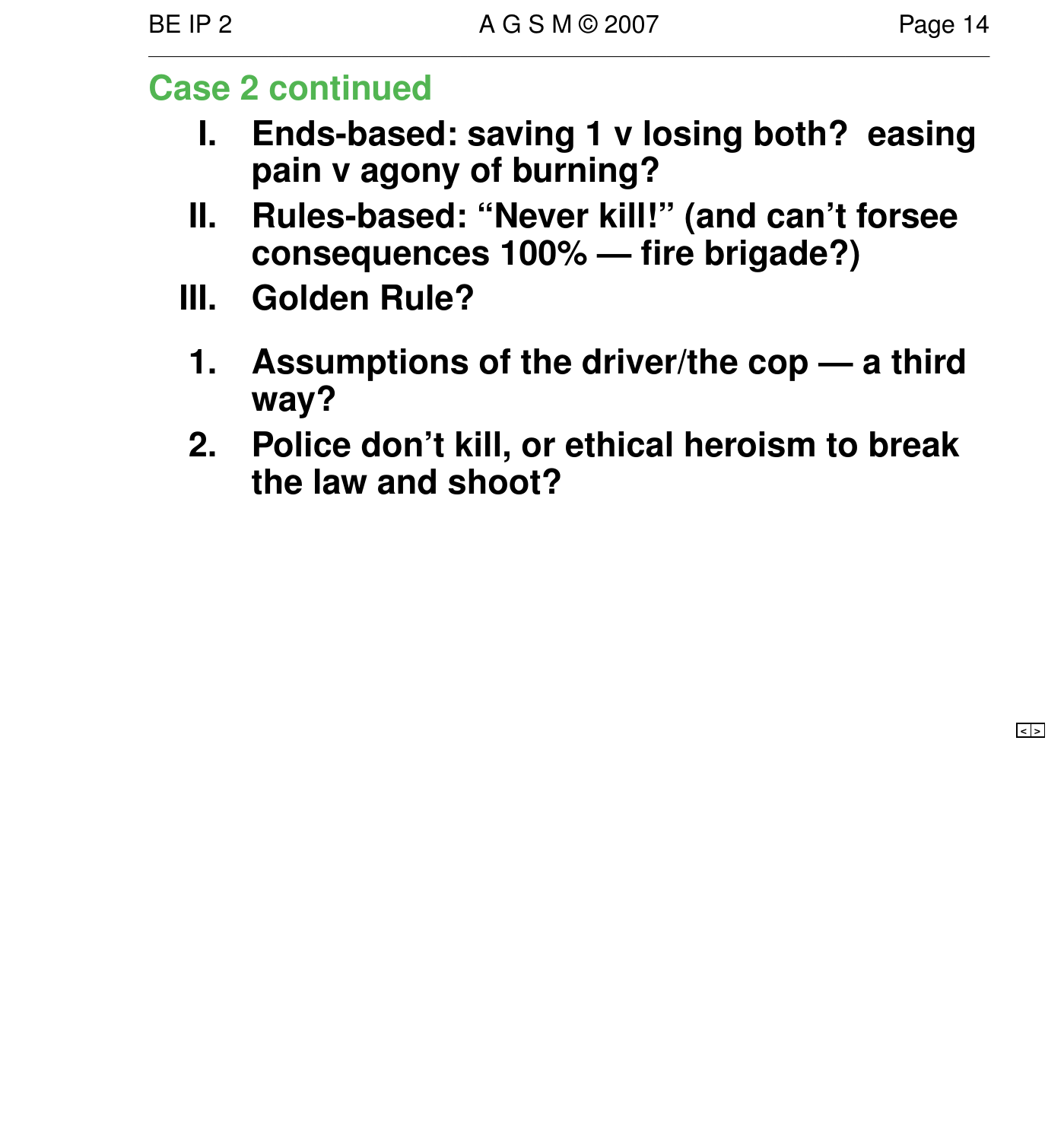## Case 2 continued

I. **Ends-based: saving 1 v losing both? easing pain v agony of burning?**

II. **Rules-based: "Never kill!" (and can't forsee consequences 100% — fire brigade?)**

III. **Golden Rule?**

1. **Assumptions of the driver/the cop — a third way?**
2. **Police don't kill, or ethical heroism to break the law and shoot?**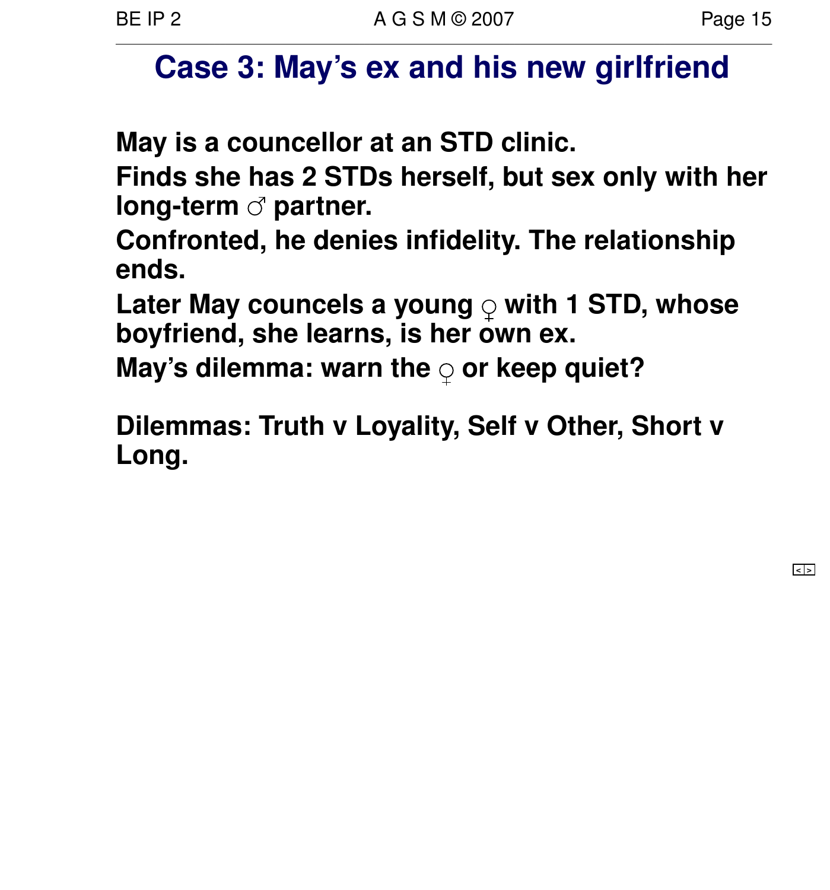# Case 3: May's ex and his new girlfriend

May is a councellor at an STD clinic.

Finds she has 2 STDs herself, but sex only with her long-term ♂ partner.

Confronted, he denies infidelity. The relationship ends.

Later May councels a young ♀ with 1 STD, whose boyfriend, she learns, is her own ex.

May's dilemma: warn the ♀ or keep quiet?

Dilemmas: Truth v Loyality, Self v Other, Short v Long.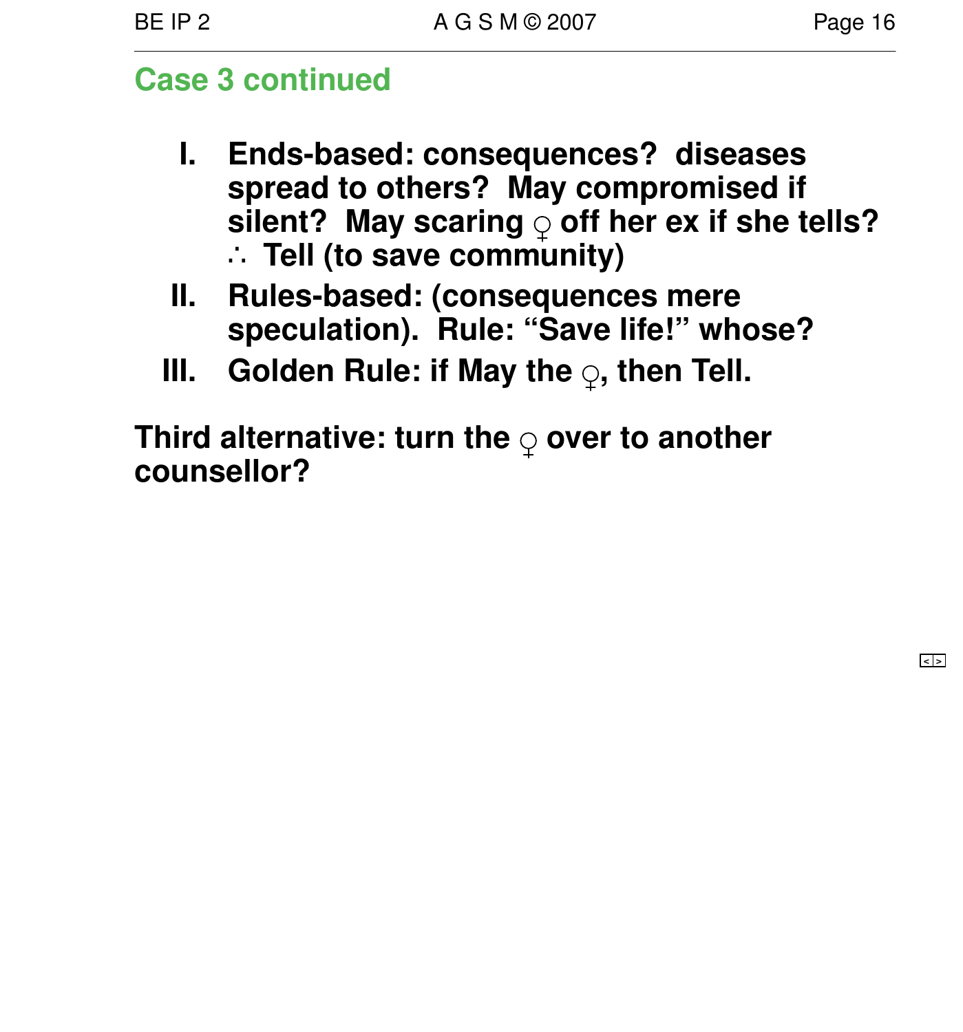## Case 3 continued

- I. **Ends-based: consequences? diseases spread to others? May compromised if silent? May scaring ♀ off her ex if she tells? ∴ Tell (to save community)**
- II. **Rules-based: (consequences mere speculation). Rule: "Save life!" whose?**
- III. **Golden Rule: if May the ♀, then Tell.**

**Third alternative: turn the ♀ over to another counsellor?**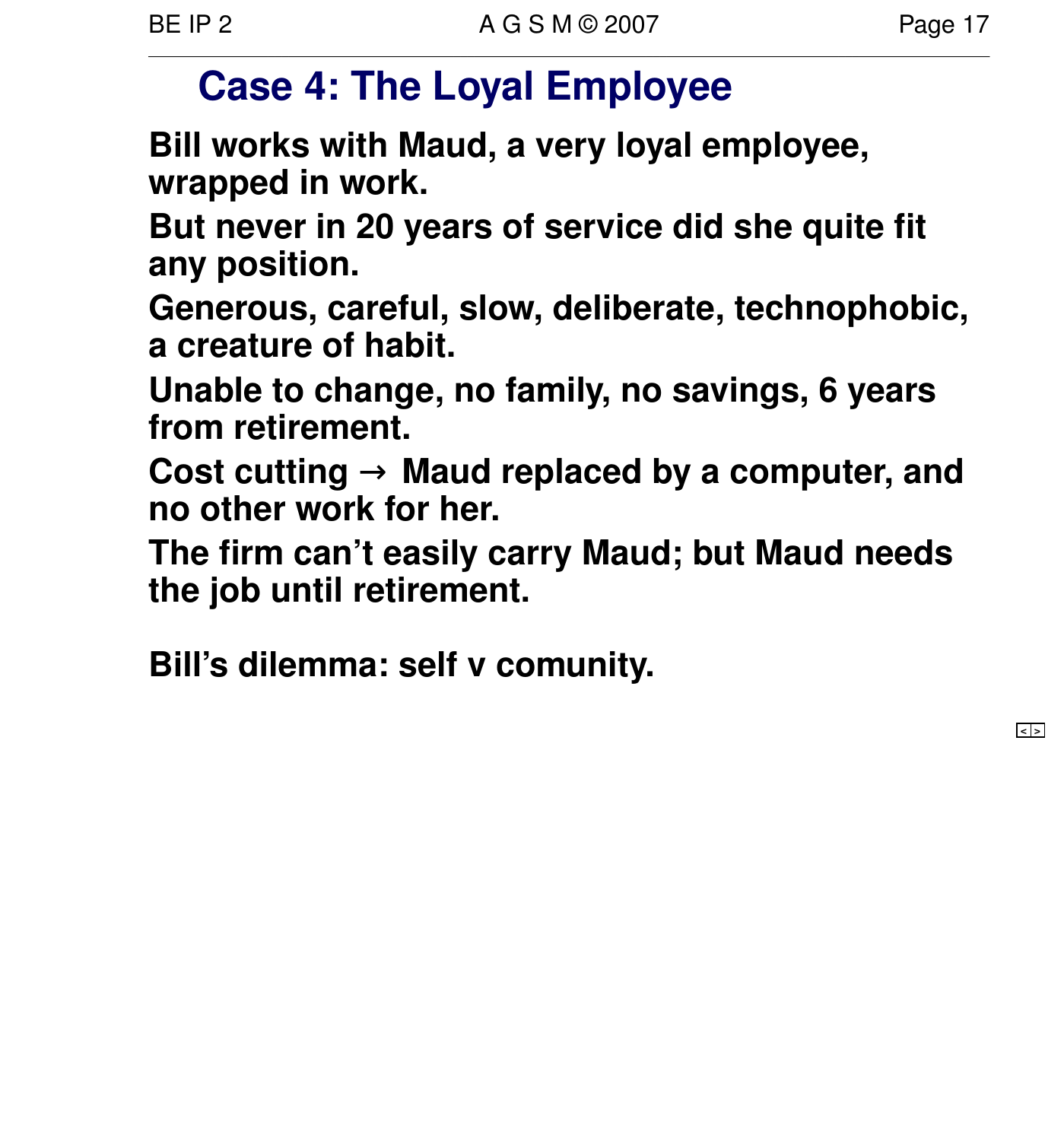# Case 4: The Loyal Employee

**Bill works with Maud, a very loyal employee, wrapped in work.**

**But never in 20 years of service did she quite fit any position.**

**Generous, careful, slow, deliberate, technophobic, a creature of habit.**

**Unable to change, no family, no savings, 6 years from retirement.**

**Cost cutting → Maud replaced by a computer, and no other work for her.**

**The firm can't easily carry Maud; but Maud needs the job until retirement.**

**Bill's dilemma: self v comunity.**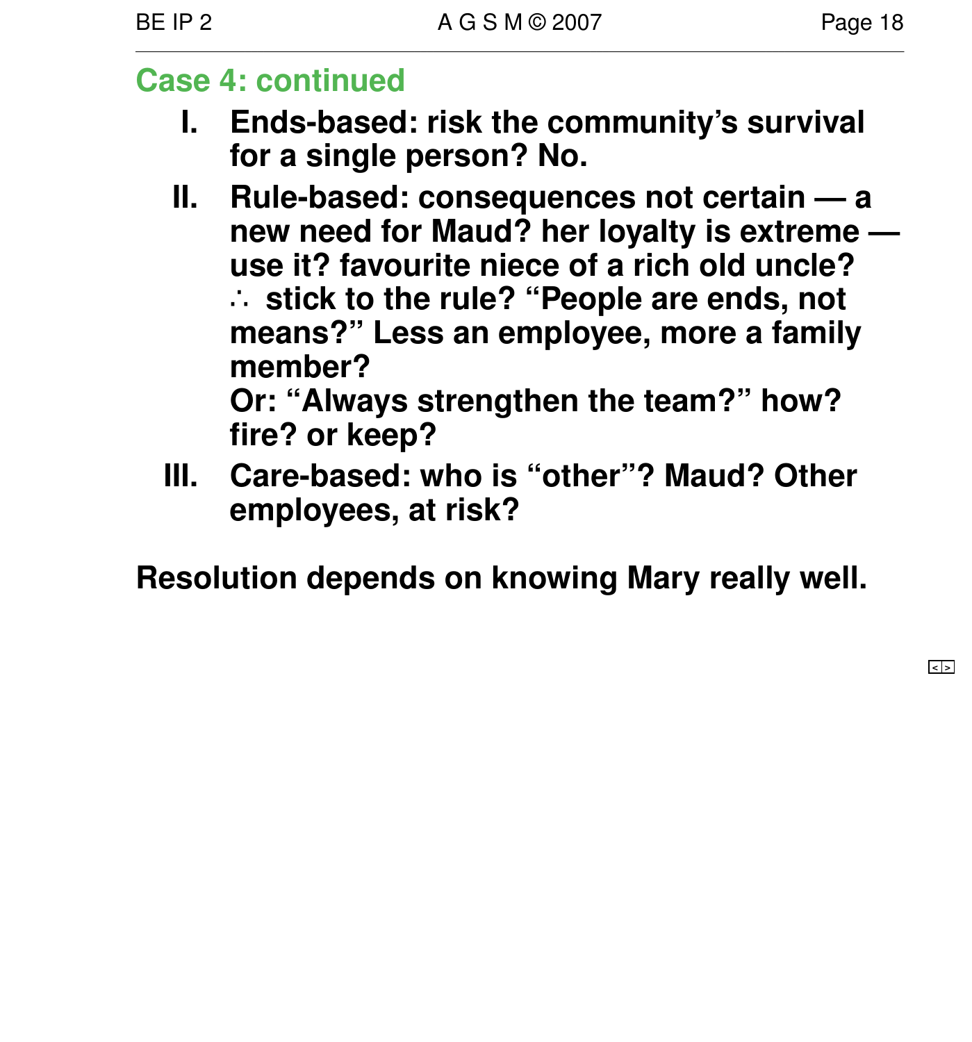## Case 4: continued

I. **Ends-based: risk the community's survival for a single person? No.**

II. **Rule-based: consequences not certain — a new need for Maud? her loyalty is extreme — use it? favourite niece of a rich old uncle? ∴ stick to the rule? "People are ends, not means?" Less an employee, more a family member?**
**Or: "Always strengthen the team?" how? fire? or keep?**

III. **Care-based: who is "other"? Maud? Other employees, at risk?**

**Resolution depends on knowing Mary really well.**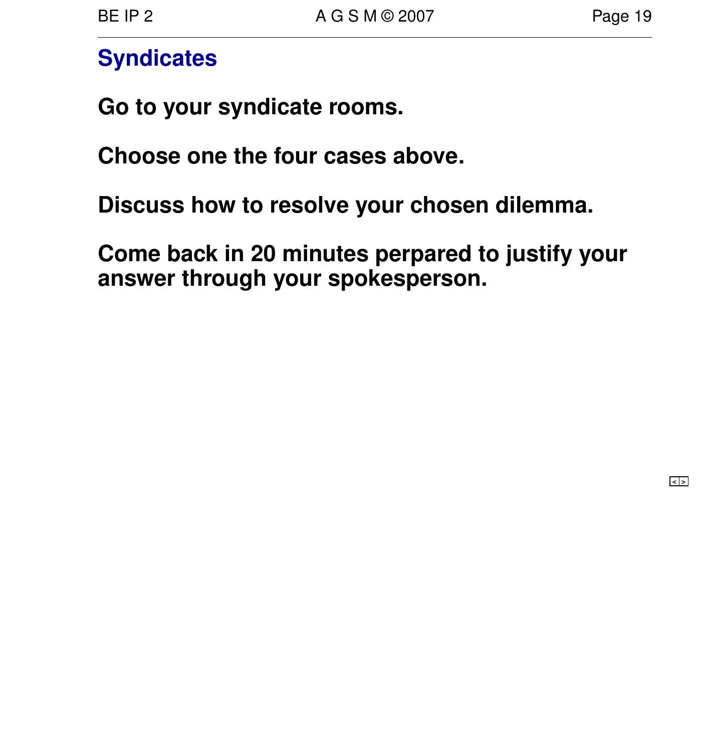## Syndicates

**Go to your syndicate rooms.**

**Choose one the four cases above.**

**Discuss how to resolve your chosen dilemma.**

**Come back in 20 minutes perpared to justify your answer through your spokesperson.**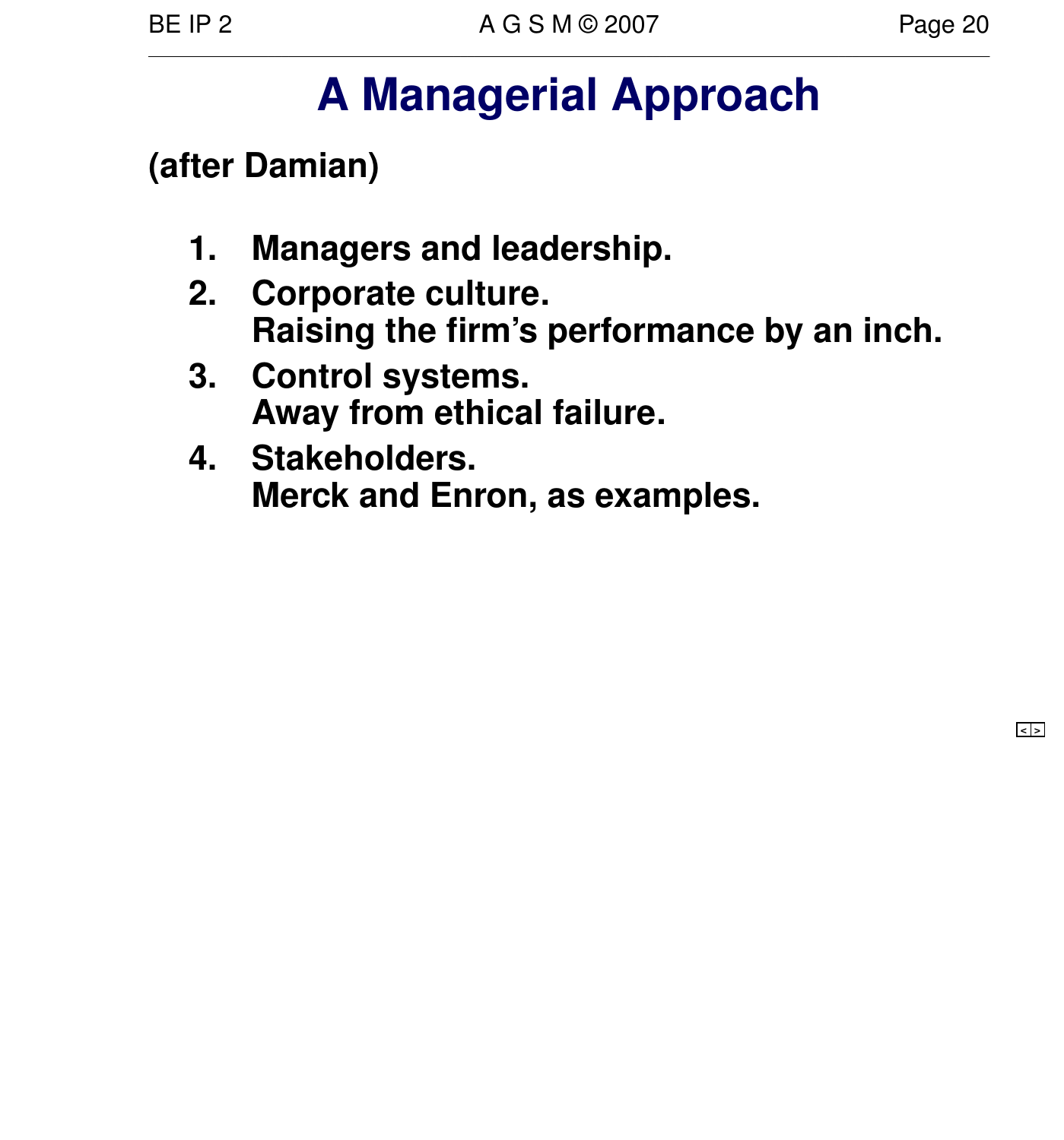# A Managerial Approach

**(after Damian)**

1. **Managers and leadership.**
2. **Corporate culture.**
   **Raising the firm's performance by an inch.**
3. **Control systems.**
   **Away from ethical failure.**
4. **Stakeholders.**
   **Merck and Enron, as examples.**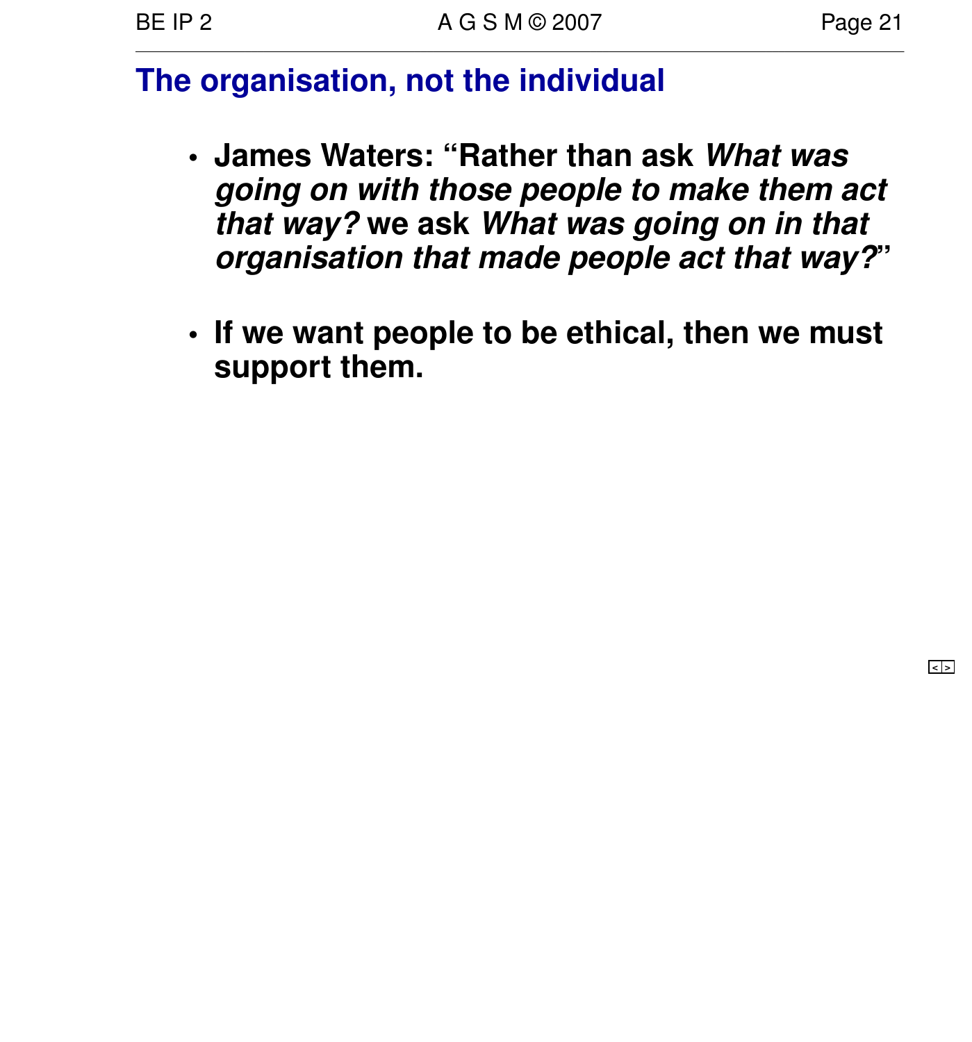## The organisation, not the individual

- **James Waters: "Rather than ask *What was going on with those people to make them act that way?* we ask *What was going on in that organisation that made people act that way?*"**

- **If we want people to be ethical, then we must support them.**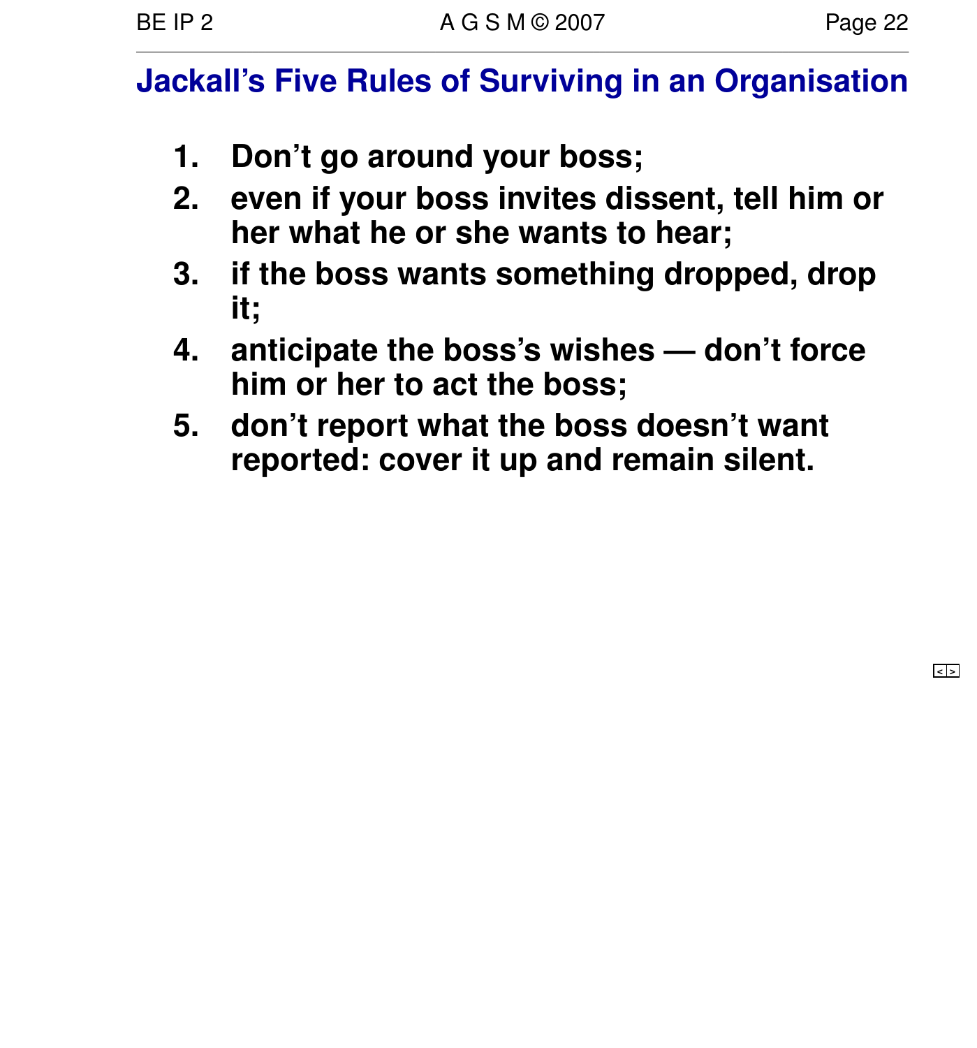# Jackall's Five Rules of Surviving in an Organisation

1. **Don't go around your boss;**
2. **even if your boss invites dissent, tell him or her what he or she wants to hear;**
3. **if the boss wants something dropped, drop it;**
4. **anticipate the boss's wishes — don't force him or her to act the boss;**
5. **don't report what the boss doesn't want reported: cover it up and remain silent.**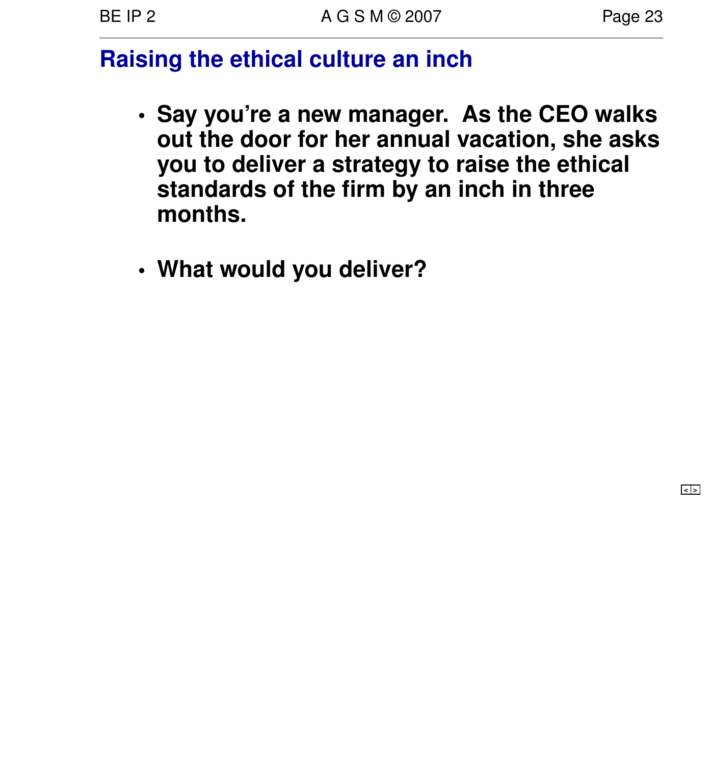## Raising the ethical culture an inch

- **Say you're a new manager. As the CEO walks out the door for her annual vacation, she asks you to deliver a strategy to raise the ethical standards of the firm by an inch in three months.**

- **What would you deliver?**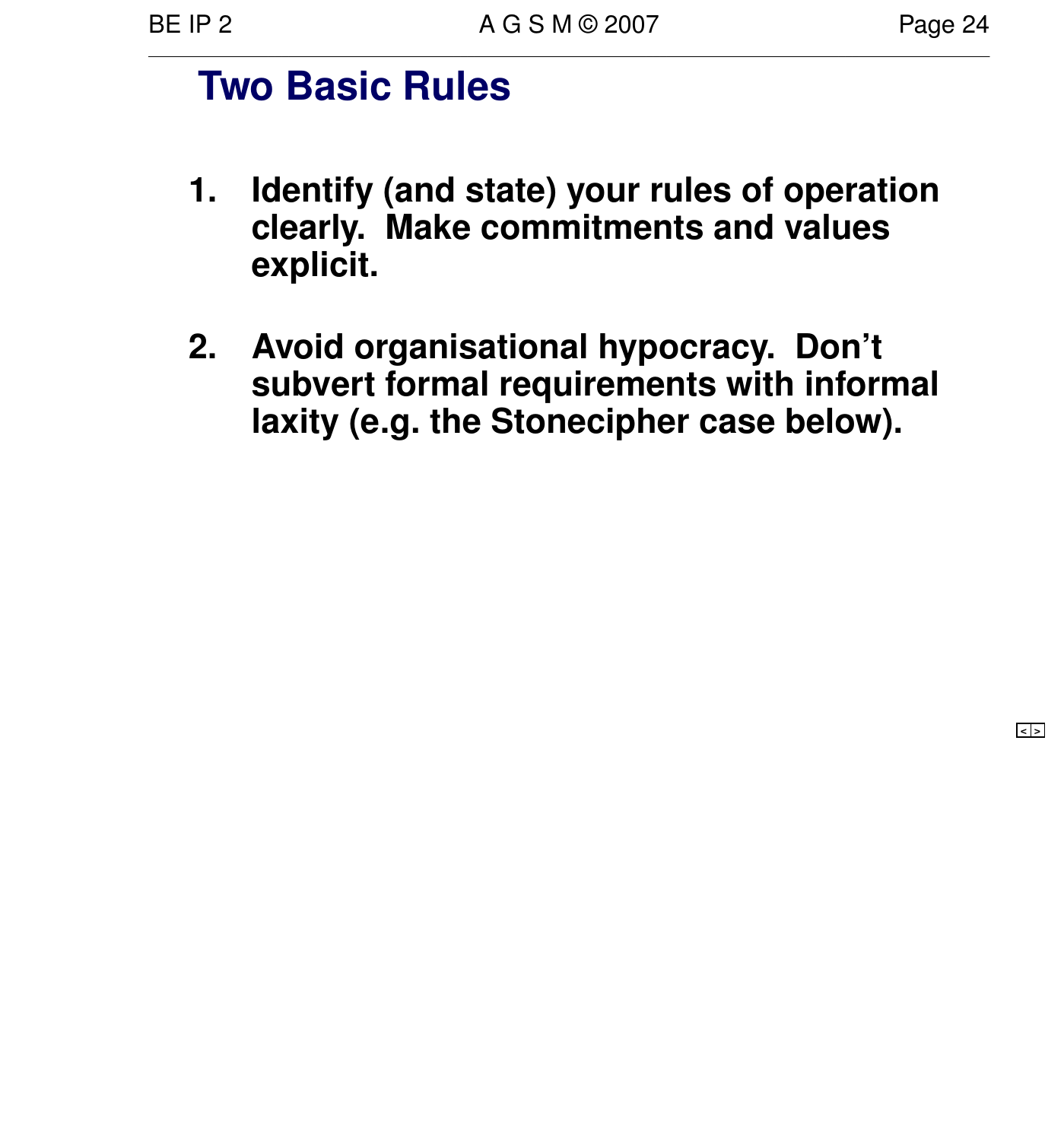## Two Basic Rules

1. **Identify (and state) your rules of operation clearly. Make commitments and values explicit.**

2. **Avoid organisational hypocracy. Don't subvert formal requirements with informal laxity (e.g. the Stonecipher case below).**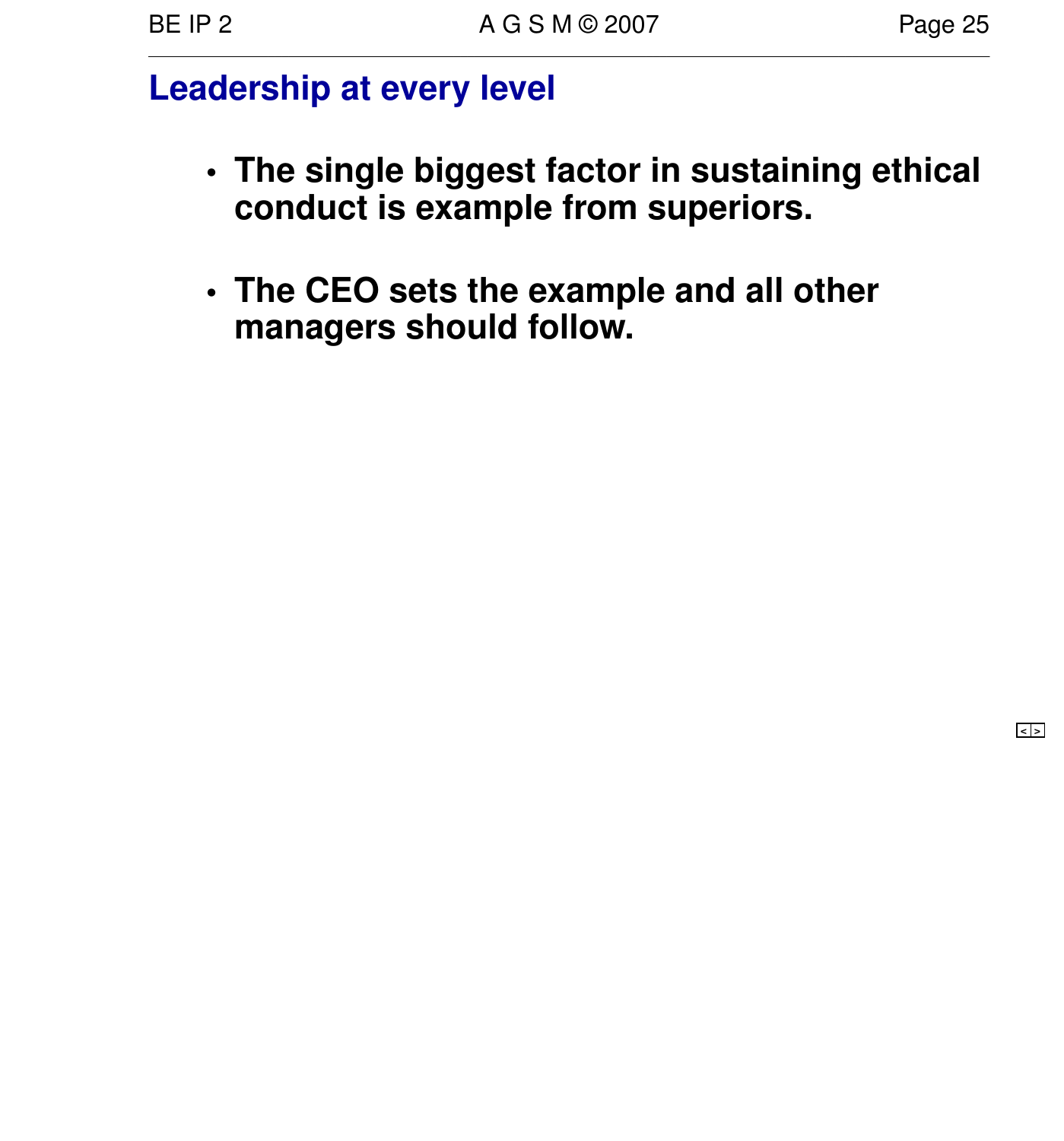## Leadership at every level

- **The single biggest factor in sustaining ethical conduct is example from superiors.**

- **The CEO sets the example and all other managers should follow.**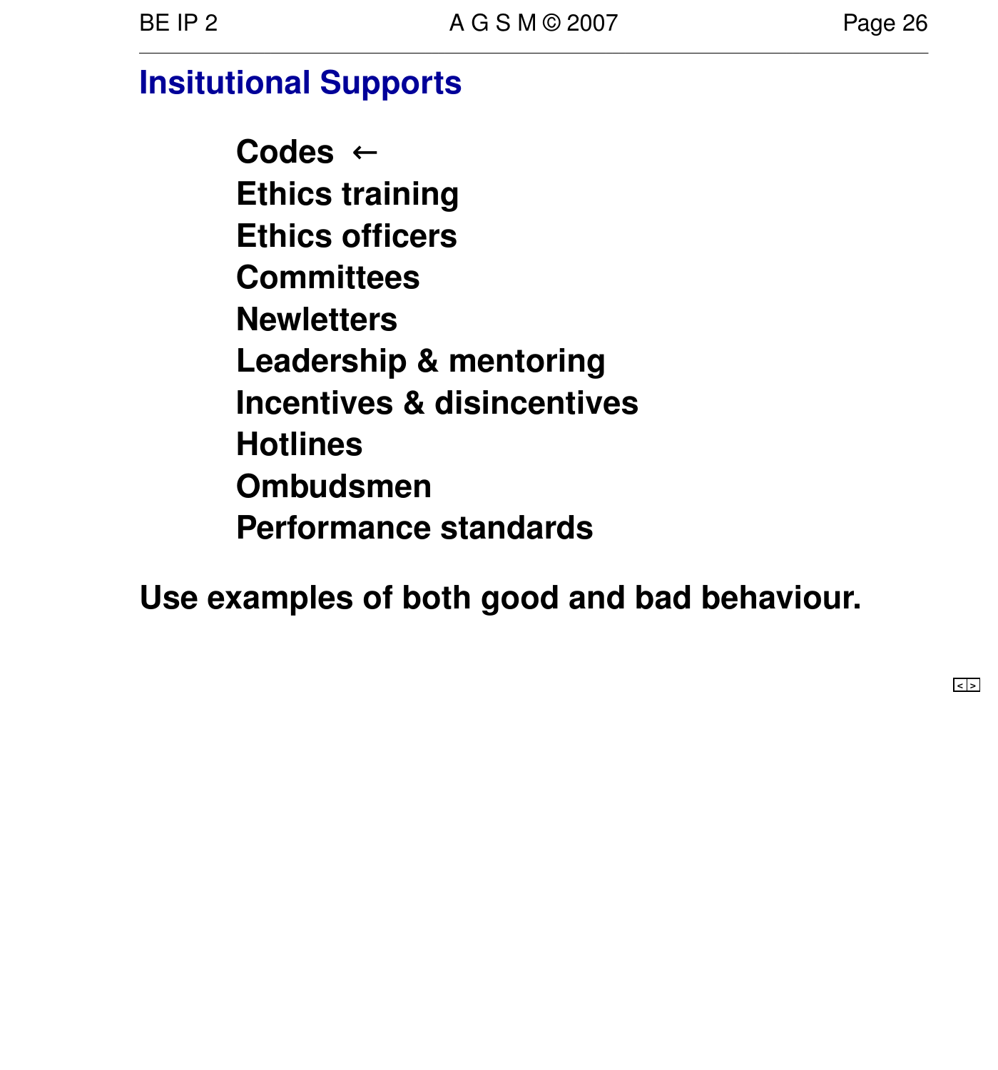## Insitutional Supports

- Codes ←
- Ethics training
- Ethics officers
- Committees
- Newletters
- Leadership & mentoring
- Incentives & disincentives
- Hotlines
- Ombudsmen
- Performance standards

**Use examples of both good and bad behaviour.**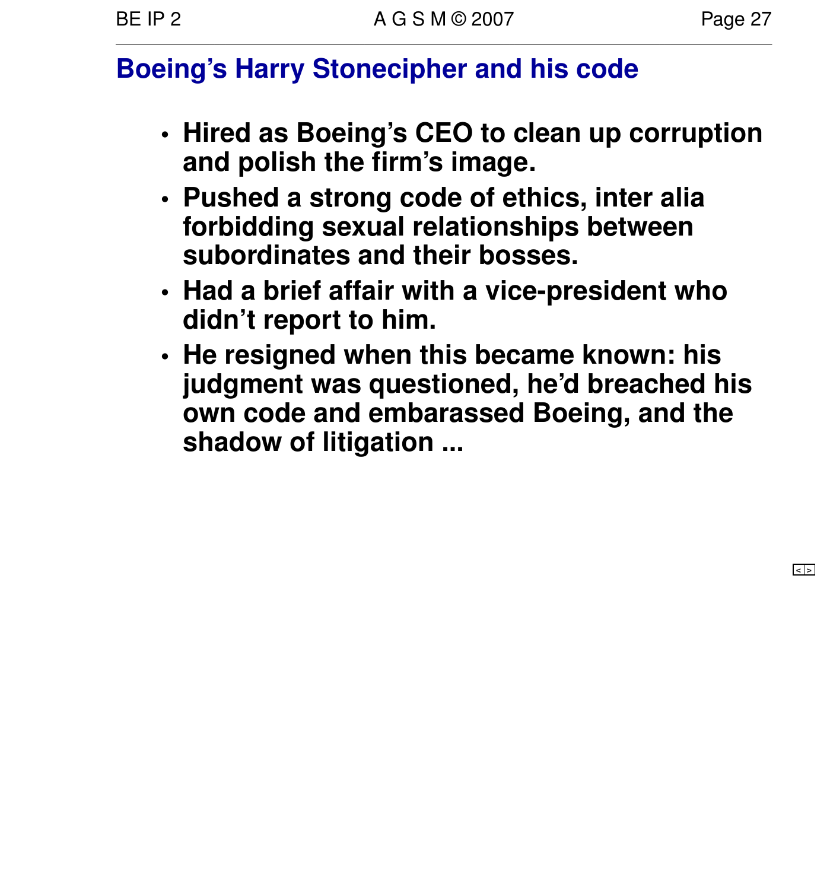# Boeing's Harry Stonecipher and his code

- **Hired as Boeing's CEO to clean up corruption and polish the firm's image.**
- **Pushed a strong code of ethics, inter alia forbidding sexual relationships between subordinates and their bosses.**
- **Had a brief affair with a vice-president who didn't report to him.**
- **He resigned when this became known: his judgment was questioned, he'd breached his own code and embarassed Boeing, and the shadow of litigation ...**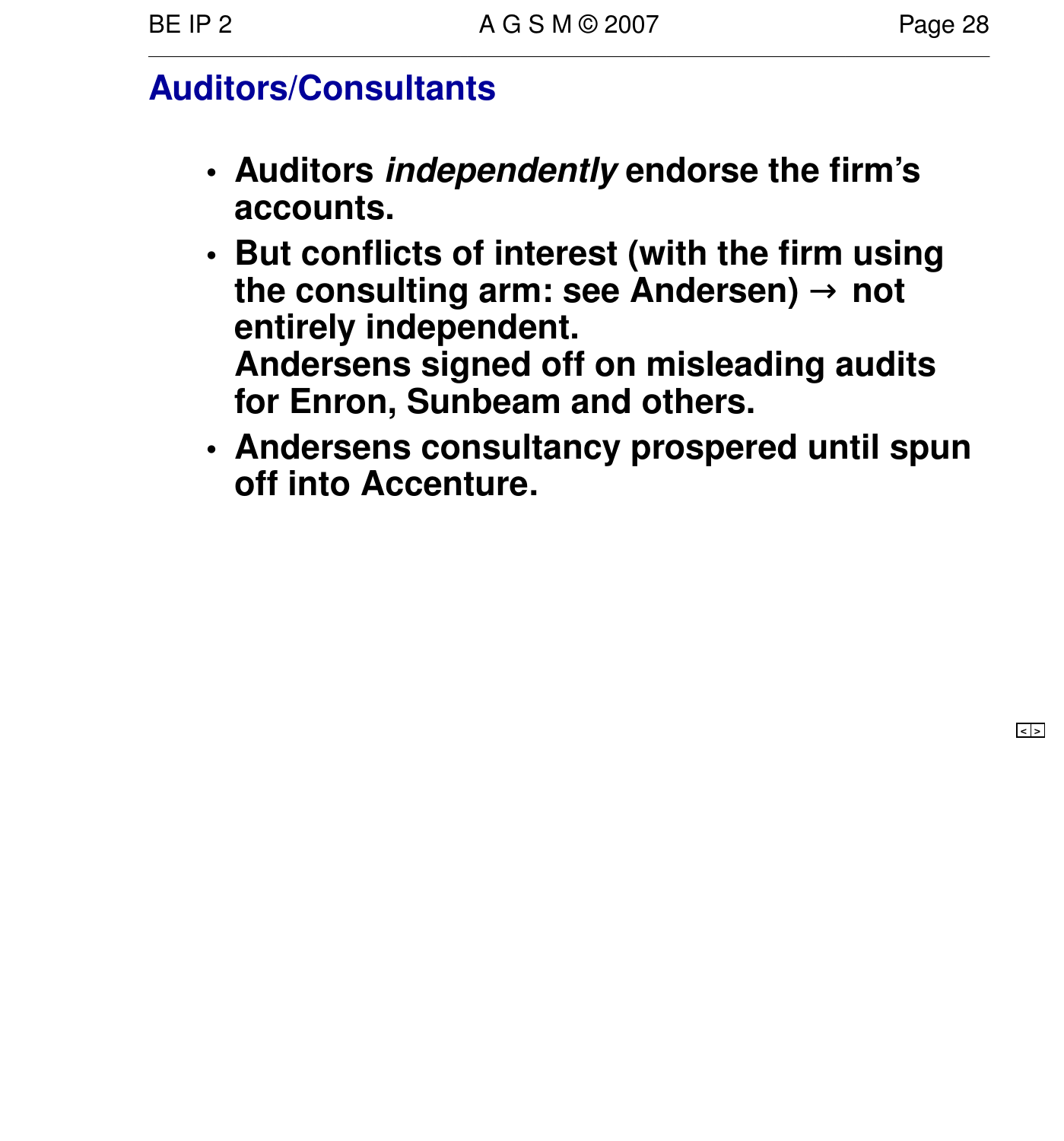## Auditors/Consultants

- **Auditors *independently* endorse the firm's accounts.**
- **But conflicts of interest (with the firm using the consulting arm: see Andersen) → not entirely independent.**
  **Andersens signed off on misleading audits for Enron, Sunbeam and others.**
- **Andersens consultancy prospered until spun off into Accenture.**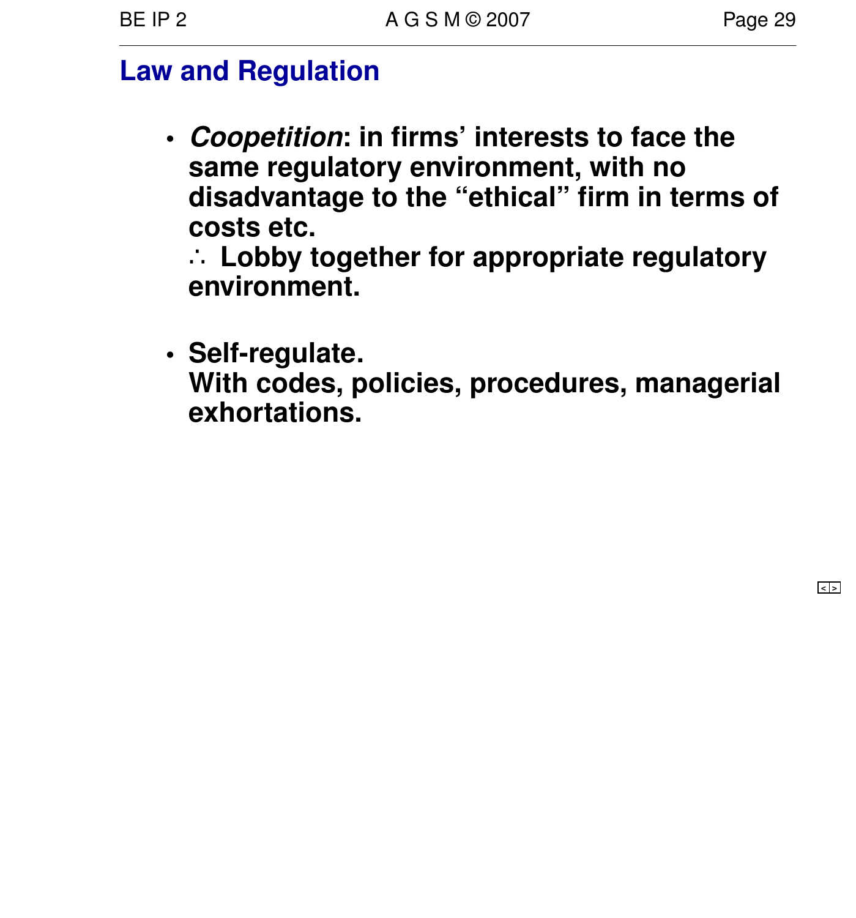## Law and Regulation

- ***Coopetition*: in firms' interests to face the same regulatory environment, with no disadvantage to the "ethical" firm in terms of costs etc.**
  **∴ Lobby together for appropriate regulatory environment.**

- **Self-regulate.**
  **With codes, policies, procedures, managerial exhortations.**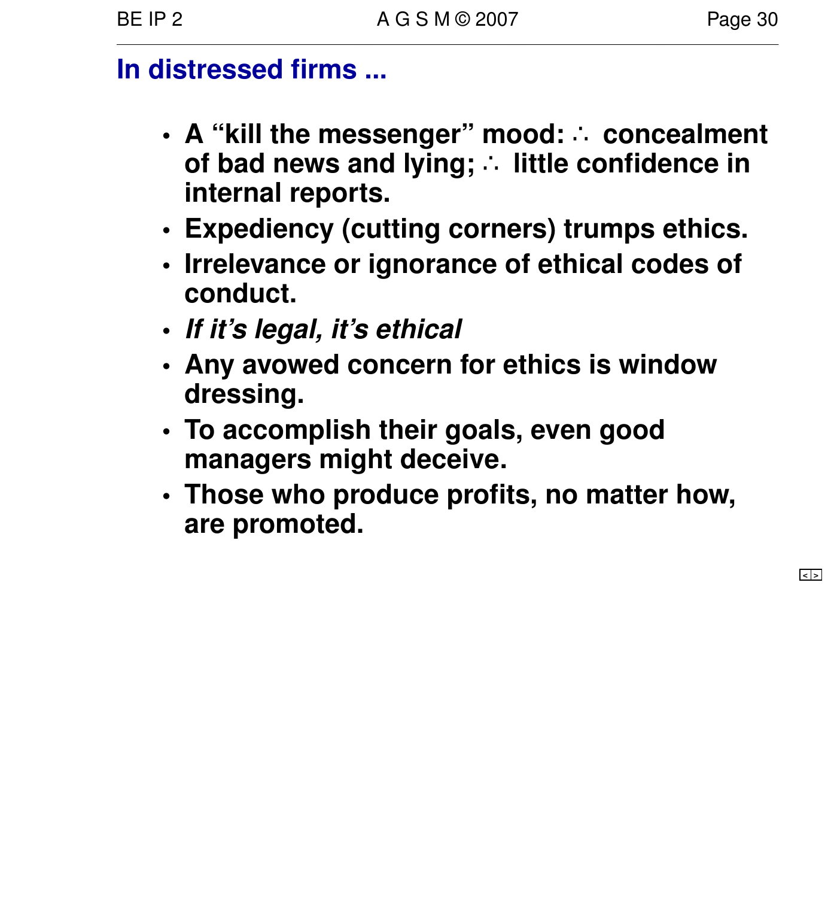## In distressed firms ...

- **A "kill the messenger" mood: ∴ concealment of bad news and lying; ∴ little confidence in internal reports.**
- **Expediency (cutting corners) trumps ethics.**
- **Irrelevance or ignorance of ethical codes of conduct.**
- ***If it's legal, it's ethical***
- **Any avowed concern for ethics is window dressing.**
- **To accomplish their goals, even good managers might deceive.**
- **Those who produce profits, no matter how, are promoted.**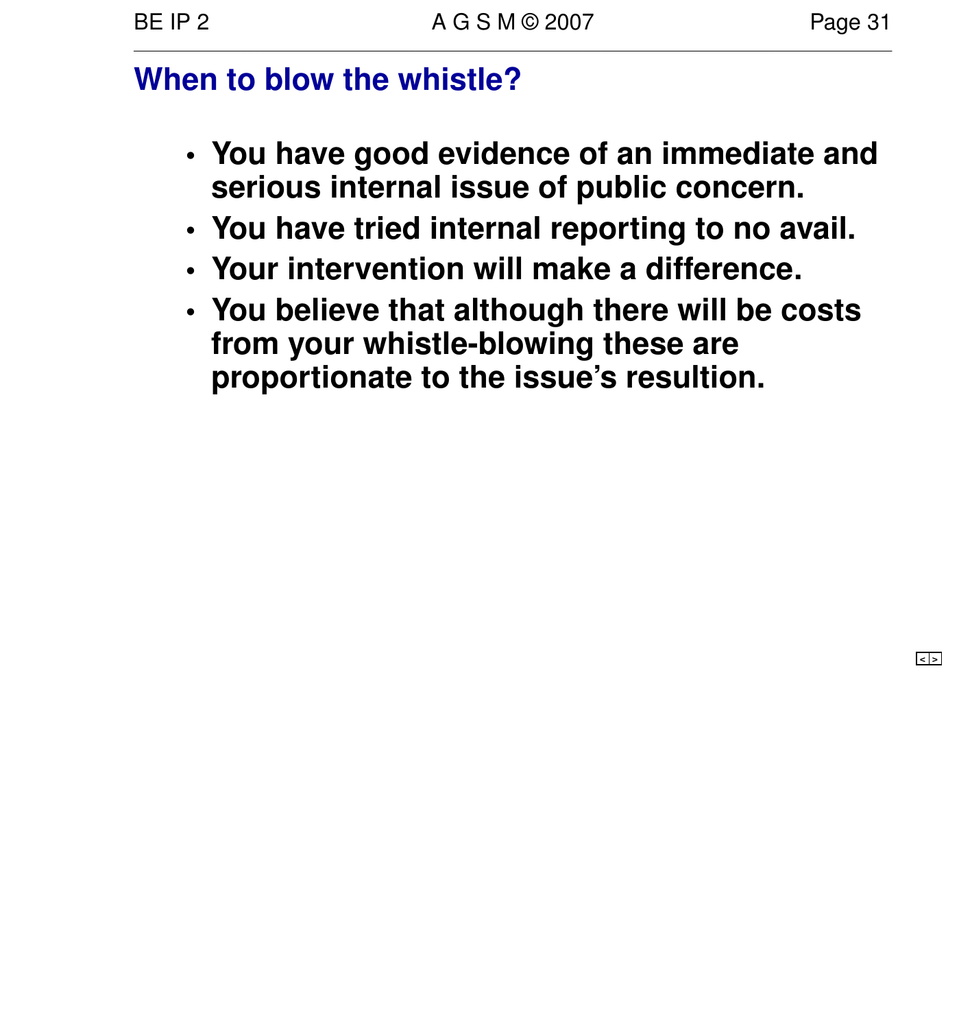## When to blow the whistle?

- **You have good evidence of an immediate and serious internal issue of public concern.**
- **You have tried internal reporting to no avail.**
- **Your intervention will make a difference.**
- **You believe that although there will be costs from your whistle-blowing these are proportionate to the issue's resultion.**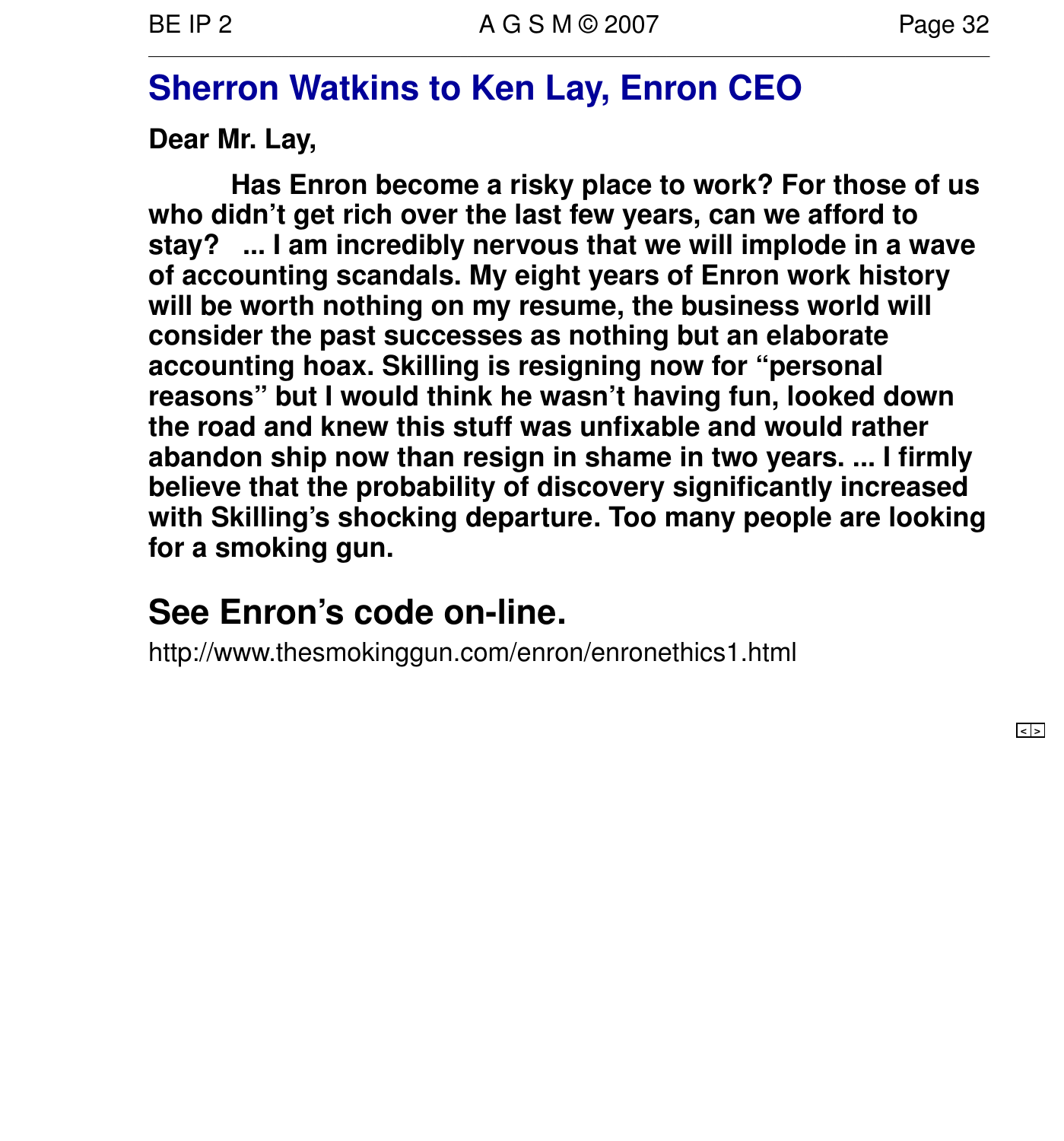## Sherron Watkins to Ken Lay, Enron CEO

**Dear Mr. Lay,**

**Has Enron become a risky place to work? For those of us who didn't get rich over the last few years, can we afford to stay? ... I am incredibly nervous that we will implode in a wave of accounting scandals. My eight years of Enron work history will be worth nothing on my resume, the business world will consider the past successes as nothing but an elaborate accounting hoax. Skilling is resigning now for "personal reasons" but I would think he wasn't having fun, looked down the road and knew this stuff was unfixable and would rather abandon ship now than resign in shame in two years. ... I firmly believe that the probability of discovery significantly increased with Skilling's shocking departure. Too many people are looking for a smoking gun.**

### See Enron's code on-line.

http://www.thesmokinggun.com/enron/enronethics1.html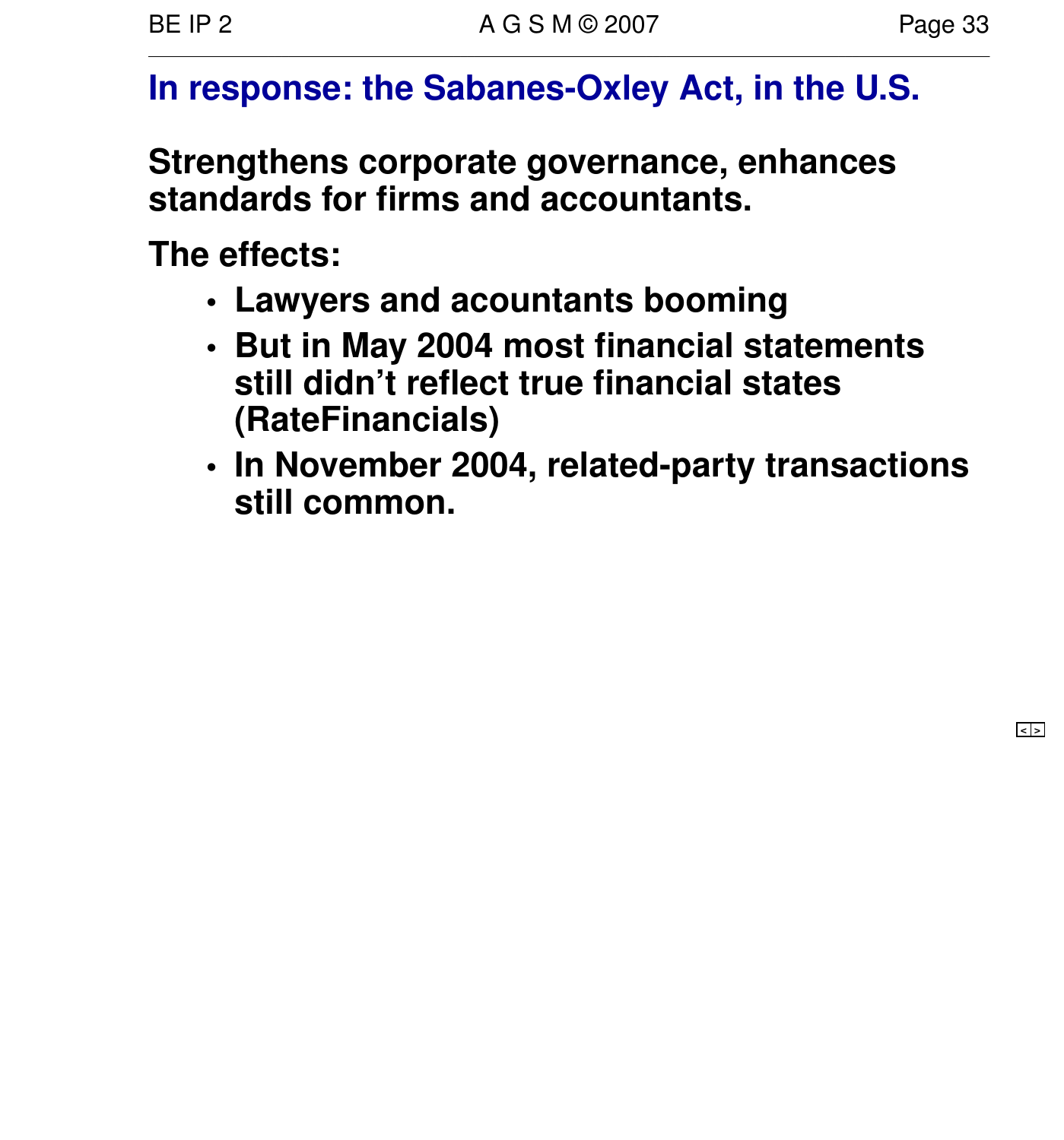## In response: the Sabanes-Oxley Act, in the U.S.

**Strengthens corporate governance, enhances standards for firms and accountants.**

**The effects:**

- **Lawyers and acountants booming**
- **But in May 2004 most financial statements still didn’t reflect true financial states (RateFinancials)**
- **In November 2004, related-party transactions still common.**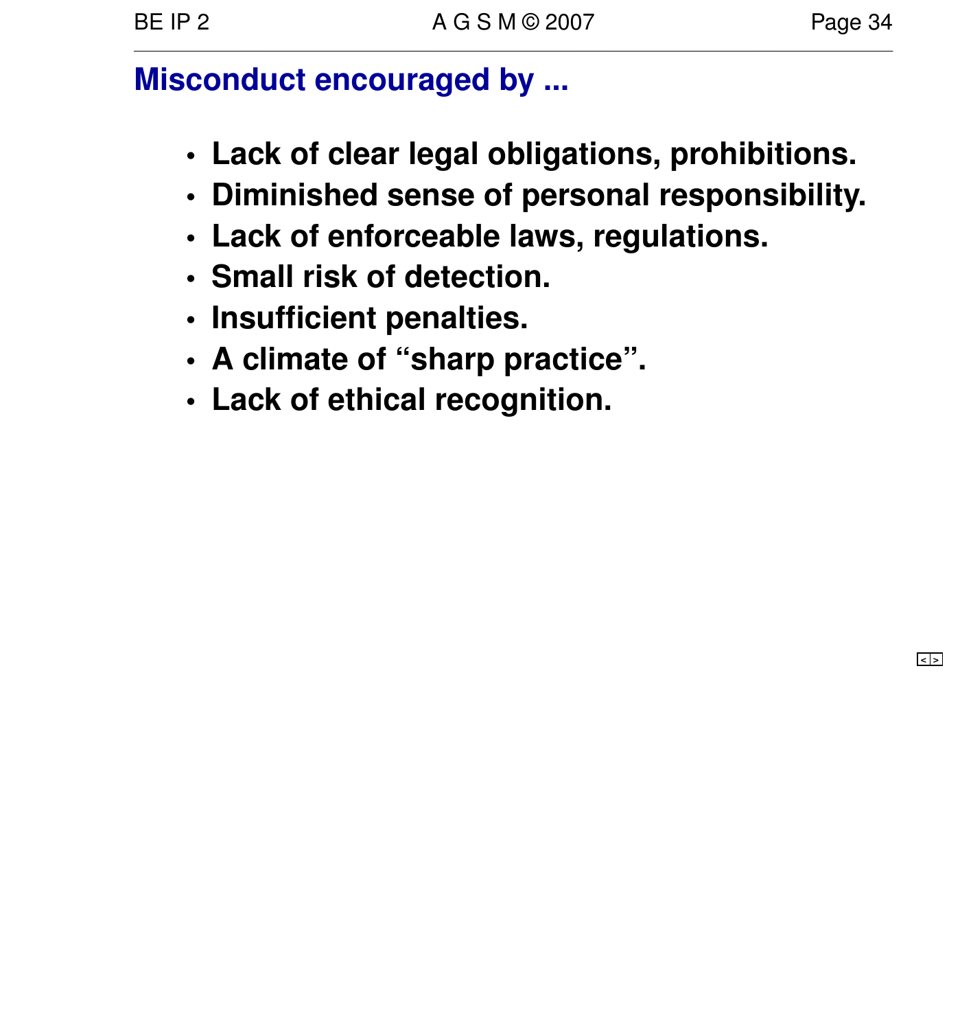## Misconduct encouraged by ...

- **Lack of clear legal obligations, prohibitions.**
- **Diminished sense of personal responsibility.**
- **Lack of enforceable laws, regulations.**
- **Small risk of detection.**
- **Insufficient penalties.**
- **A climate of “sharp practice”.**
- **Lack of ethical recognition.**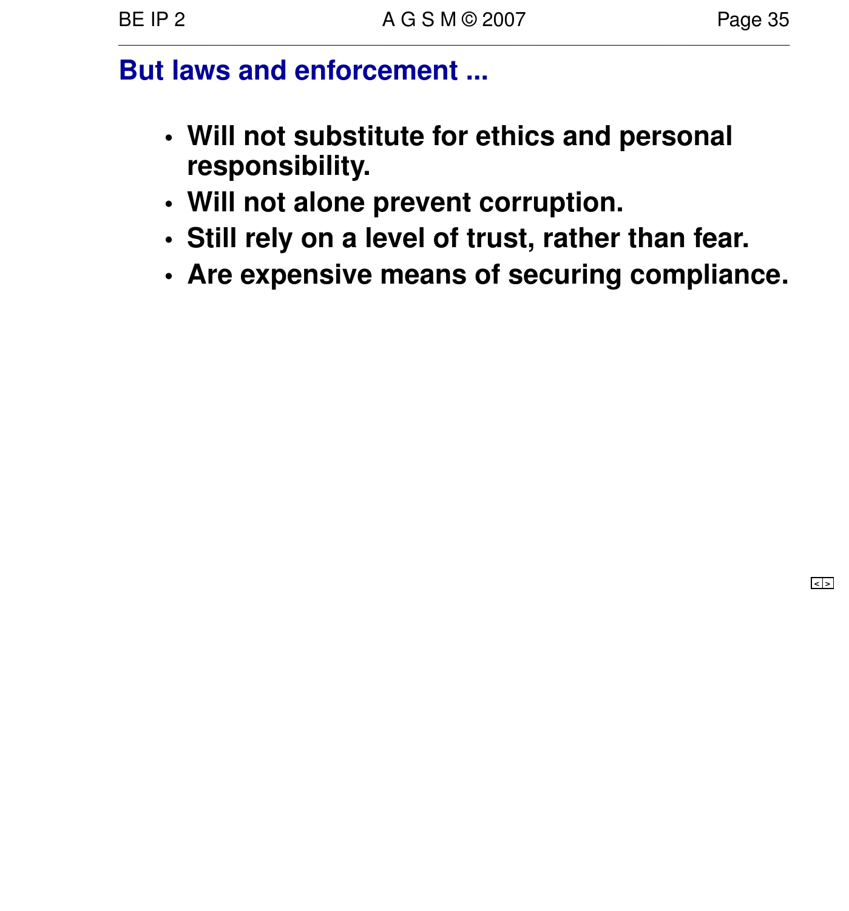## But laws and enforcement ...

- **Will not substitute for ethics and personal responsibility.**
- **Will not alone prevent corruption.**
- **Still rely on a level of trust, rather than fear.**
- **Are expensive means of securing compliance.**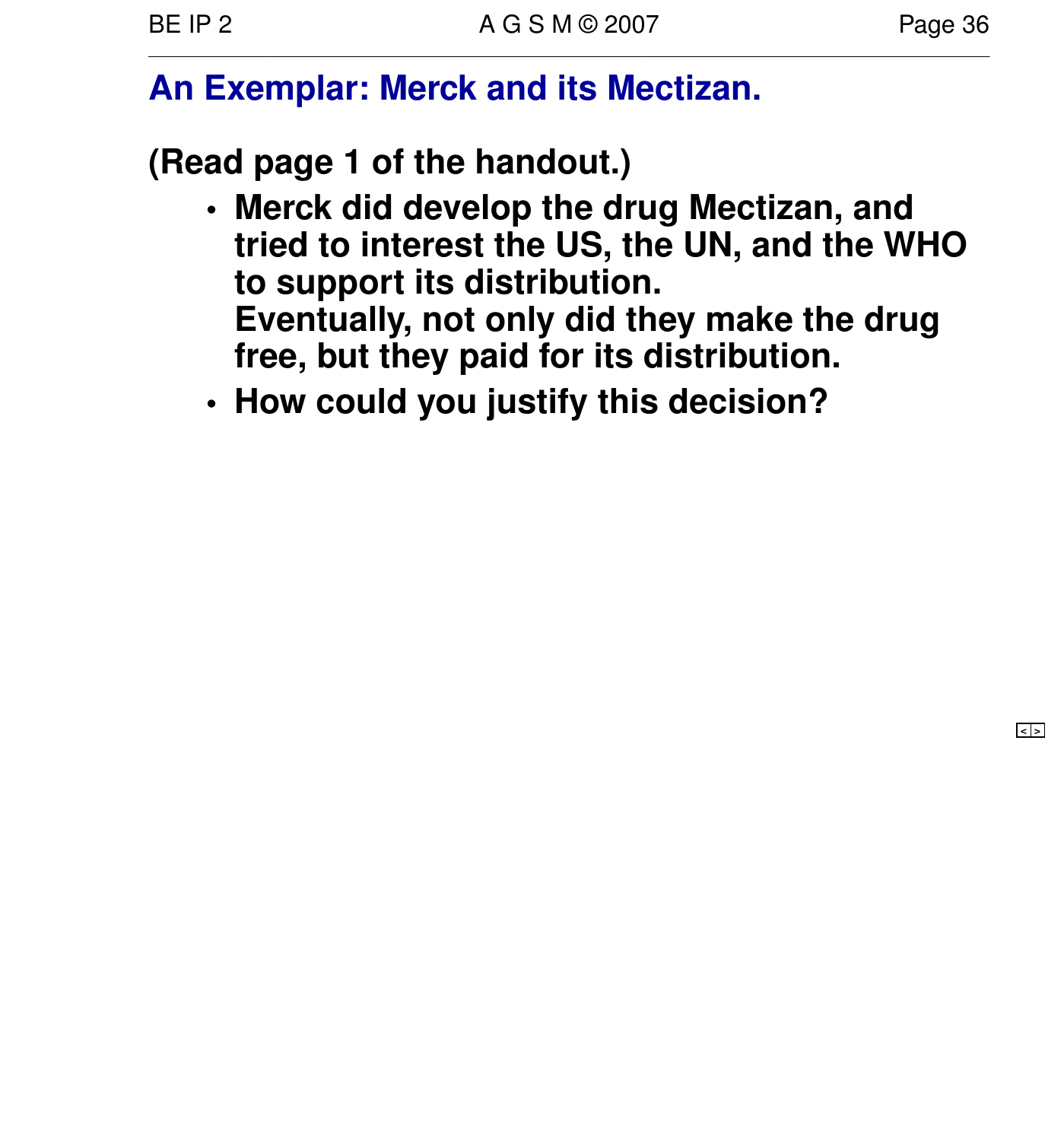## An Exemplar: Merck and its Mectizan.

**(Read page 1 of the handout.)**

- **Merck did develop the drug Mectizan, and tried to interest the US, the UN, and the WHO to support its distribution.**
  **Eventually, not only did they make the drug free, but they paid for its distribution.**
- **How could you justify this decision?**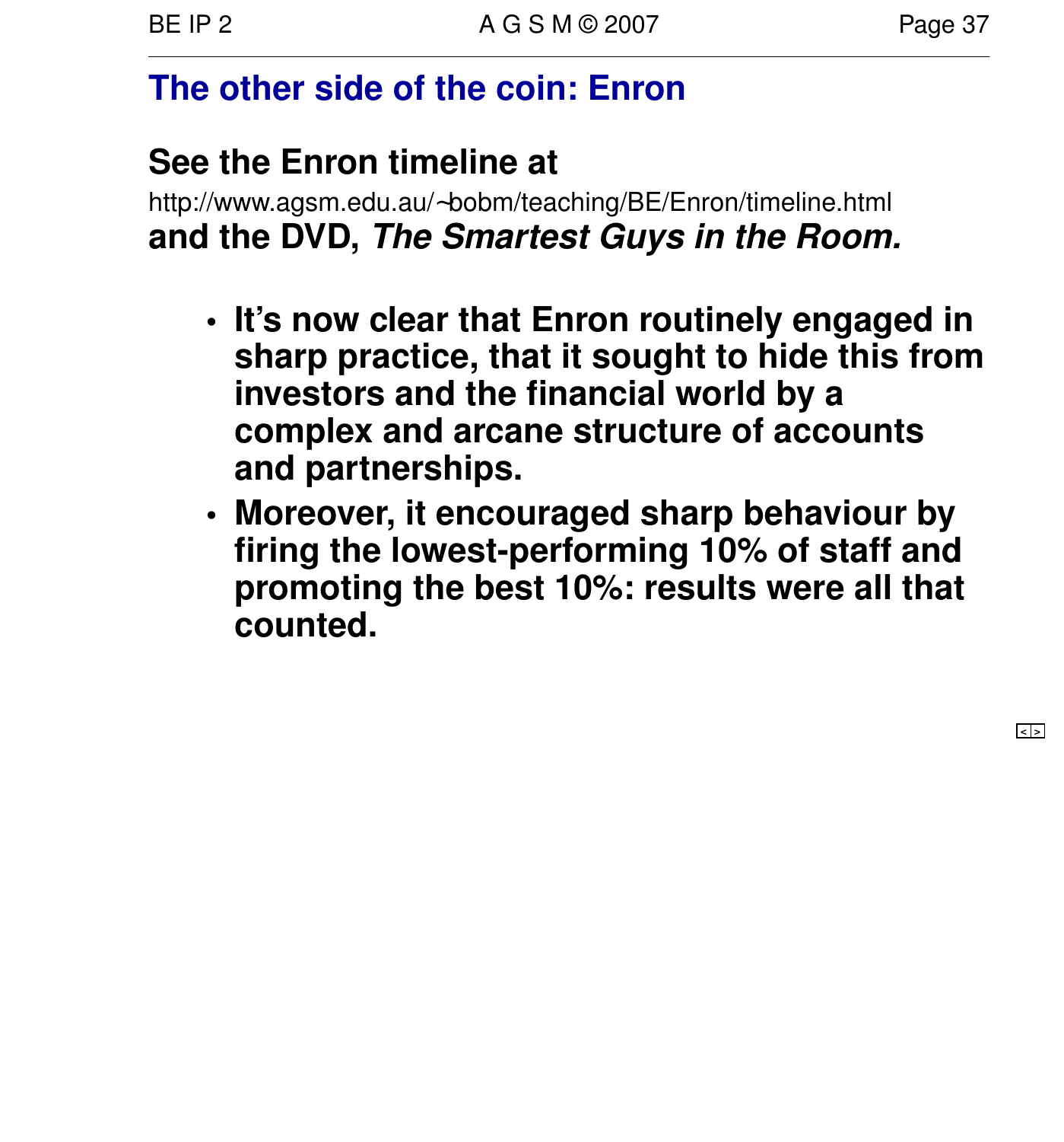## The other side of the coin: Enron

**See the Enron timeline at**
http://www.agsm.edu.au/~bobm/teaching/BE/Enron/timeline.html
**and the DVD, *The Smartest Guys in the Room.***

- **It's now clear that Enron routinely engaged in sharp practice, that it sought to hide this from investors and the financial world by a complex and arcane structure of accounts and partnerships.**
- **Moreover, it encouraged sharp behaviour by firing the lowest-performing 10% of staff and promoting the best 10%: results were all that counted.**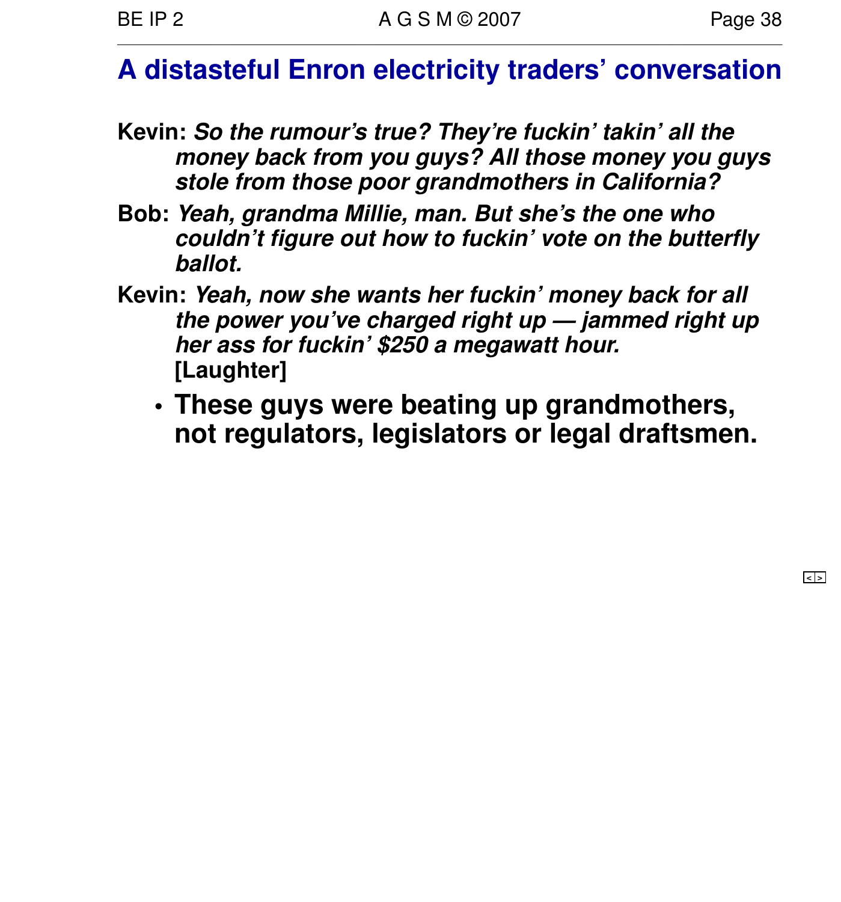# A distasteful Enron electricity traders' conversation

**Kevin:** ***So the rumour's true? They're fuckin' takin' all the money back from you guys? All those money you guys stole from those poor grandmothers in California?***

**Bob:** ***Yeah, grandma Millie, man. But she's the one who couldn't figure out how to fuckin' vote on the butterfly ballot.***

**Kevin:** ***Yeah, now she wants her fuckin' money back for all the power you've charged right up — jammed right up her ass for fuckin' $250 a megawatt hour.***
**[Laughter]**

- **These guys were beating up grandmothers, not regulators, legislators or legal draftsmen.**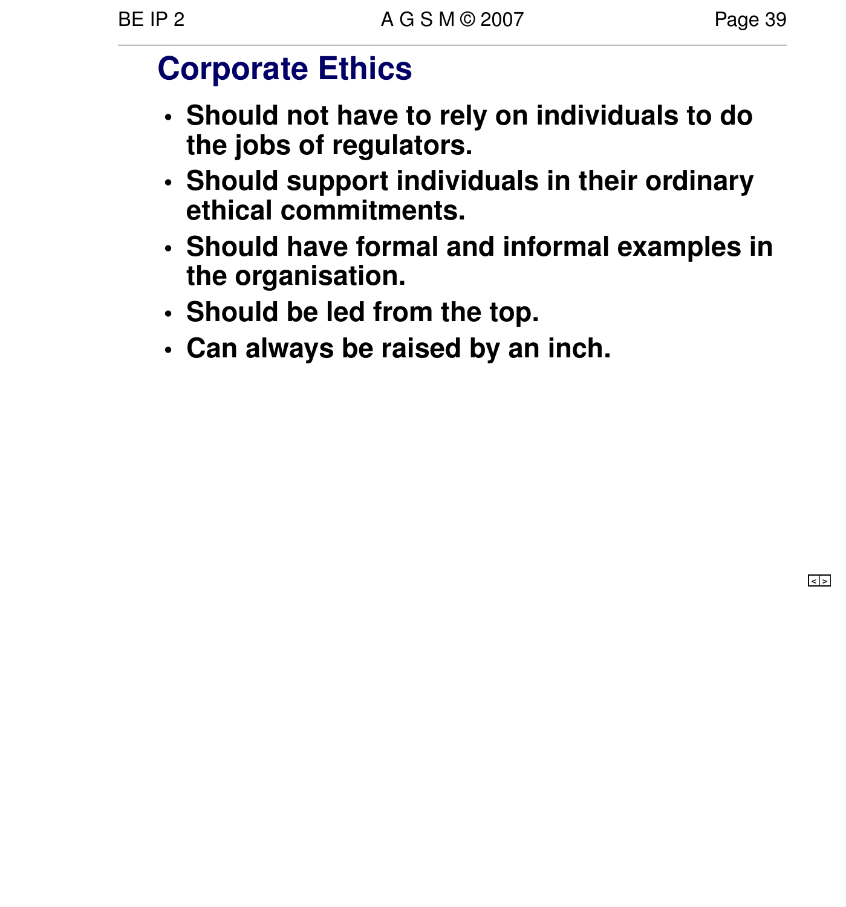## Corporate Ethics

- **Should not have to rely on individuals to do the jobs of regulators.**
- **Should support individuals in their ordinary ethical commitments.**
- **Should have formal and informal examples in the organisation.**
- **Should be led from the top.**
- **Can always be raised by an inch.**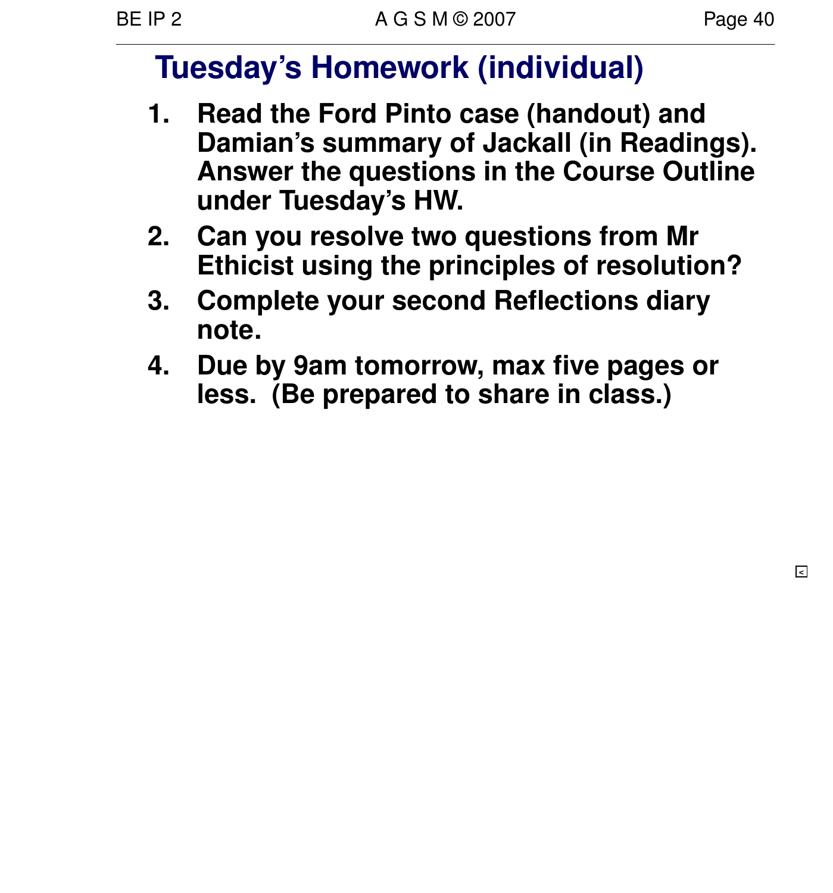# Tuesday's Homework (individual)

1. **Read the Ford Pinto case (handout) and Damian's summary of Jackall (in Readings). Answer the questions in the Course Outline under Tuesday's HW.**
2. **Can you resolve two questions from Mr Ethicist using the principles of resolution?**
3. **Complete your second Reflections diary note.**
4. **Due by 9am tomorrow, max five pages or less. (Be prepared to share in class.)**